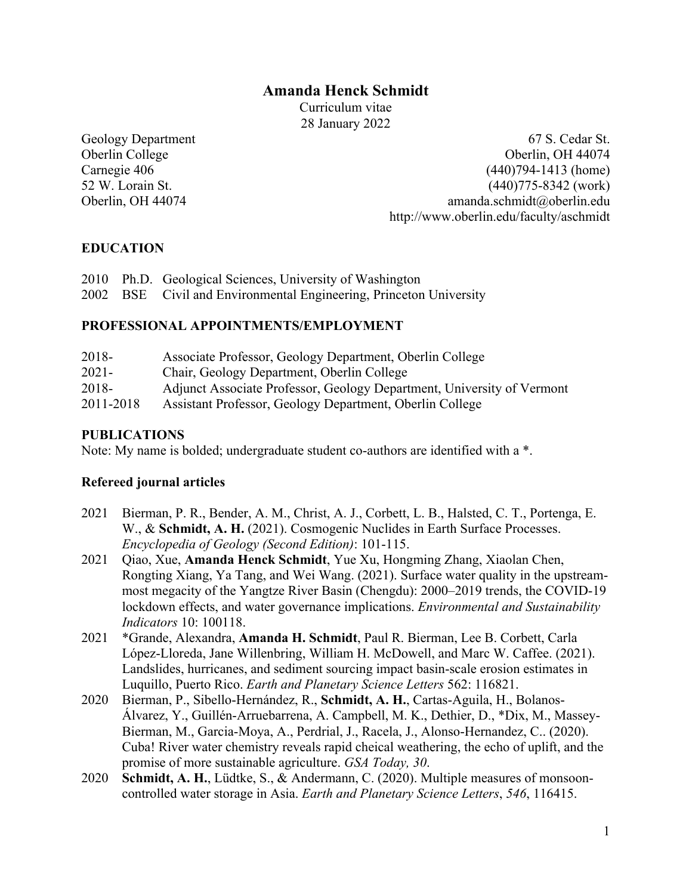# Amanda Henck Schmidt

Curriculum vitae
28 January 2022

Geology Department
Oberlin College
Carnegie 406
52 W. Lorain St.
Oberlin, OH 44074

67 S. Cedar St.
Oberlin, OH 44074
(440)794-1413 (home)
(440)775-8342 (work)
amanda.schmidt@oberlin.edu
http://www.oberlin.edu/faculty/aschmidt

## EDUCATION

2010 Ph.D. Geological Sciences, University of Washington
2002 BSE Civil and Environmental Engineering, Princeton University

## PROFESSIONAL APPOINTMENTS/EMPLOYMENT

2018- Associate Professor, Geology Department, Oberlin College
2021- Chair, Geology Department, Oberlin College
2018- Adjunct Associate Professor, Geology Department, University of Vermont
2011-2018 Assistant Professor, Geology Department, Oberlin College

## PUBLICATIONS

Note: My name is bolded; undergraduate student co-authors are identified with a *.

### Refereed journal articles

2021 Bierman, P. R., Bender, A. M., Christ, A. J., Corbett, L. B., Halsted, C. T., Portenga, E. W., & **Schmidt, A. H.** (2021). Cosmogenic Nuclides in Earth Surface Processes. *Encyclopedia of Geology (Second Edition)*: 101-115.

2021 Qiao, Xue, **Amanda Henck Schmidt**, Yue Xu, Hongming Zhang, Xiaolan Chen, Rongting Xiang, Ya Tang, and Wei Wang. (2021). Surface water quality in the upstream-most megacity of the Yangtze River Basin (Chengdu): 2000–2019 trends, the COVID-19 lockdown effects, and water governance implications. *Environmental and Sustainability Indicators* 10: 100118.

2021 *Grande, Alexandra, **Amanda H. Schmidt**, Paul R. Bierman, Lee B. Corbett, Carla López-Lloreda, Jane Willenbring, William H. McDowell, and Marc W. Caffee. (2021). Landslides, hurricanes, and sediment sourcing impact basin-scale erosion estimates in Luquillo, Puerto Rico. *Earth and Planetary Science Letters* 562: 116821.

2020 Bierman, P., Sibello-Hernández, R., **Schmidt, A. H.**, Cartas-Aguila, H., Bolanos-Álvarez, Y., Guillén-Arruebarrena, A. Campbell, M. K., Dethier, D., *Dix, M., Massey-Bierman, M., Garcia-Moya, A., Perdrial, J., Racela, J., Alonso-Hernandez, C.. (2020). Cuba! River water chemistry reveals rapid cheical weathering, the echo of uplift, and the promise of more sustainable agriculture. *GSA Today, 30*.

2020 **Schmidt, A. H.**, Lüdtke, S., & Andermann, C. (2020). Multiple measures of monsoon-controlled water storage in Asia. *Earth and Planetary Science Letters*, *546*, 116415.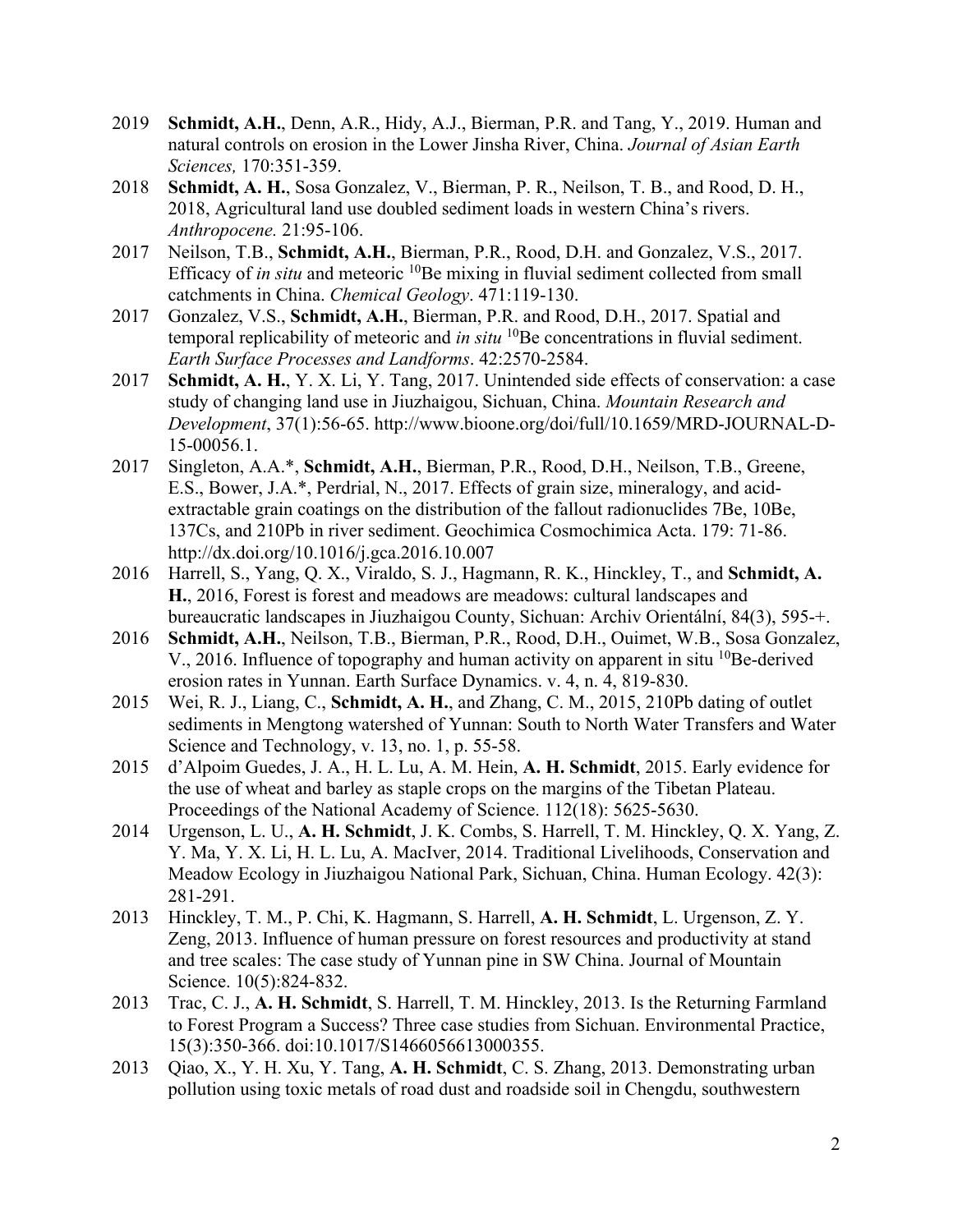2019 **Schmidt, A.H.**, Denn, A.R., Hidy, A.J., Bierman, P.R. and Tang, Y., 2019. Human and natural controls on erosion in the Lower Jinsha River, China. *Journal of Asian Earth Sciences,* 170:351-359.

2018 **Schmidt, A. H.**, Sosa Gonzalez, V., Bierman, P. R., Neilson, T. B., and Rood, D. H., 2018, Agricultural land use doubled sediment loads in western China's rivers. *Anthropocene.* 21:95-106.

2017 Neilson, T.B., **Schmidt, A.H.**, Bierman, P.R., Rood, D.H. and Gonzalez, V.S., 2017. Efficacy of *in situ* and meteoric $^{10}$Be mixing in fluvial sediment collected from small catchments in China. *Chemical Geology*. 471:119-130.

2017 Gonzalez, V.S., **Schmidt, A.H.**, Bierman, P.R. and Rood, D.H., 2017. Spatial and temporal replicability of meteoric and *in situ* $^{10}$Be concentrations in fluvial sediment. *Earth Surface Processes and Landforms*. 42:2570-2584.

2017 **Schmidt, A. H.**, Y. X. Li, Y. Tang, 2017. Unintended side effects of conservation: a case study of changing land use in Jiuzhaigou, Sichuan, China. *Mountain Research and Development*, 37(1):56-65. http://www.bioone.org/doi/full/10.1659/MRD-JOURNAL-D-15-00056.1.

2017 Singleton, A.A.*, **Schmidt, A.H.**, Bierman, P.R., Rood, D.H., Neilson, T.B., Greene, E.S., Bower, J.A.*, Perdrial, N., 2017. Effects of grain size, mineralogy, and acid-extractable grain coatings on the distribution of the fallout radionuclides 7Be, 10Be, 137Cs, and 210Pb in river sediment. Geochimica Cosmochimica Acta. 179: 71-86. http://dx.doi.org/10.1016/j.gca.2016.10.007

2016 Harrell, S., Yang, Q. X., Viraldo, S. J., Hagmann, R. K., Hinckley, T., and **Schmidt, A. H.**, 2016, Forest is forest and meadows are meadows: cultural landscapes and bureaucratic landscapes in Jiuzhaigou County, Sichuan: Archiv Orientální, 84(3), 595-+.

2016 **Schmidt, A.H.**, Neilson, T.B., Bierman, P.R., Rood, D.H., Ouimet, W.B., Sosa Gonzalez, V., 2016. Influence of topography and human activity on apparent in situ $^{10}$Be-derived erosion rates in Yunnan. Earth Surface Dynamics. v. 4, n. 4, 819-830.

2015 Wei, R. J., Liang, C., **Schmidt, A. H.**, and Zhang, C. M., 2015, 210Pb dating of outlet sediments in Mengtong watershed of Yunnan: South to North Water Transfers and Water Science and Technology, v. 13, no. 1, p. 55-58.

2015 d'Alpoim Guedes, J. A., H. L. Lu, A. M. Hein, **A. H. Schmidt**, 2015. Early evidence for the use of wheat and barley as staple crops on the margins of the Tibetan Plateau. Proceedings of the National Academy of Science. 112(18): 5625-5630.

2014 Urgenson, L. U., **A. H. Schmidt**, J. K. Combs, S. Harrell, T. M. Hinckley, Q. X. Yang, Z. Y. Ma, Y. X. Li, H. L. Lu, A. MacIver, 2014. Traditional Livelihoods, Conservation and Meadow Ecology in Jiuzhaigou National Park, Sichuan, China. Human Ecology. 42(3): 281-291.

2013 Hinckley, T. M., P. Chi, K. Hagmann, S. Harrell, **A. H. Schmidt**, L. Urgenson, Z. Y. Zeng, 2013. Influence of human pressure on forest resources and productivity at stand and tree scales: The case study of Yunnan pine in SW China. Journal of Mountain Science. 10(5):824-832.

2013 Trac, C. J., **A. H. Schmidt**, S. Harrell, T. M. Hinckley, 2013. Is the Returning Farmland to Forest Program a Success? Three case studies from Sichuan. Environmental Practice, 15(3):350-366. doi:10.1017/S1466046613000355.

2013 Qiao, X., Y. H. Xu, Y. Tang, **A. H. Schmidt**, C. S. Zhang, 2013. Demonstrating urban pollution using toxic metals of road dust and roadside soil in Chengdu, southwestern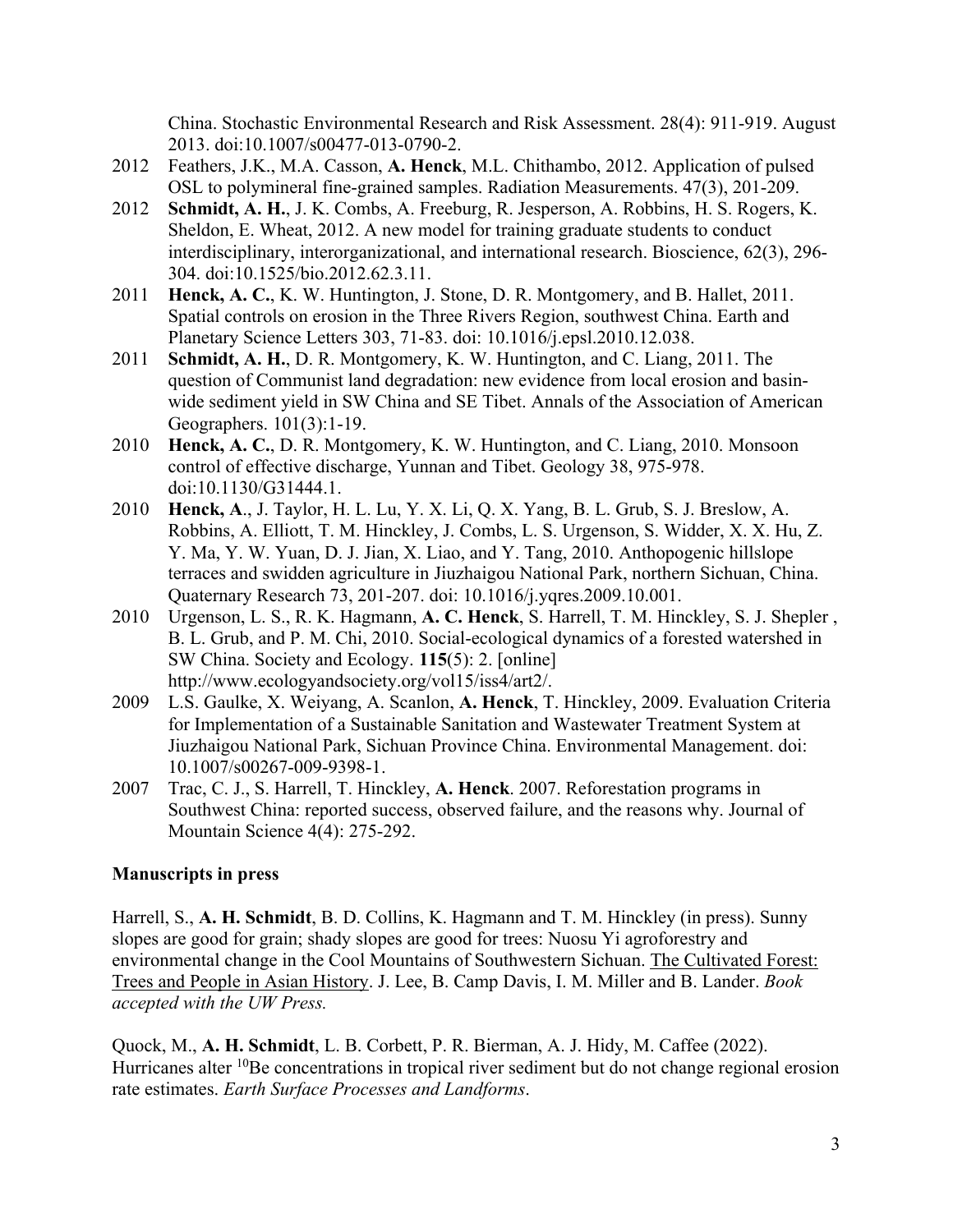China. Stochastic Environmental Research and Risk Assessment. 28(4): 911-919. August 2013. doi:10.1007/s00477-013-0790-2.

2012 Feathers, J.K., M.A. Casson, **A. Henck**, M.L. Chithambo, 2012. Application of pulsed OSL to polymineral fine-grained samples. Radiation Measurements. 47(3), 201-209.

2012 **Schmidt, A. H.**, J. K. Combs, A. Freeburg, R. Jesperson, A. Robbins, H. S. Rogers, K. Sheldon, E. Wheat, 2012. A new model for training graduate students to conduct interdisciplinary, interorganizational, and international research. Bioscience, 62(3), 296-304. doi:10.1525/bio.2012.62.3.11.

2011 **Henck, A. C.**, K. W. Huntington, J. Stone, D. R. Montgomery, and B. Hallet, 2011. Spatial controls on erosion in the Three Rivers Region, southwest China. Earth and Planetary Science Letters 303, 71-83. doi: 10.1016/j.epsl.2010.12.038.

2011 **Schmidt, A. H.**, D. R. Montgomery, K. W. Huntington, and C. Liang, 2011. The question of Communist land degradation: new evidence from local erosion and basin-wide sediment yield in SW China and SE Tibet. Annals of the Association of American Geographers. 101(3):1-19.

2010 **Henck, A. C.**, D. R. Montgomery, K. W. Huntington, and C. Liang, 2010. Monsoon control of effective discharge, Yunnan and Tibet. Geology 38, 975-978. doi:10.1130/G31444.1.

2010 **Henck, A**., J. Taylor, H. L. Lu, Y. X. Li, Q. X. Yang, B. L. Grub, S. J. Breslow, A. Robbins, A. Elliott, T. M. Hinckley, J. Combs, L. S. Urgenson, S. Widder, X. X. Hu, Z. Y. Ma, Y. W. Yuan, D. J. Jian, X. Liao, and Y. Tang, 2010. Anthopogenic hillslope terraces and swidden agriculture in Jiuzhaigou National Park, northern Sichuan, China. Quaternary Research 73, 201-207. doi: 10.1016/j.yqres.2009.10.001.

2010 Urgenson, L. S., R. K. Hagmann, **A. C. Henck**, S. Harrell, T. M. Hinckley, S. J. Shepler , B. L. Grub, and P. M. Chi, 2010. Social-ecological dynamics of a forested watershed in SW China. Society and Ecology. **115**(5): 2. [online] http://www.ecologyandsociety.org/vol15/iss4/art2/.

2009 L.S. Gaulke, X. Weiyang, A. Scanlon, **A. Henck**, T. Hinckley, 2009. Evaluation Criteria for Implementation of a Sustainable Sanitation and Wastewater Treatment System at Jiuzhaigou National Park, Sichuan Province China. Environmental Management. doi: 10.1007/s00267-009-9398-1.

2007 Trac, C. J., S. Harrell, T. Hinckley, **A. Henck**. 2007. Reforestation programs in Southwest China: reported success, observed failure, and the reasons why. Journal of Mountain Science 4(4): 275-292.

**Manuscripts in press**

Harrell, S., **A. H. Schmidt**, B. D. Collins, K. Hagmann and T. M. Hinckley (in press). Sunny slopes are good for grain; shady slopes are good for trees: Nuosu Yi agroforestry and environmental change in the Cool Mountains of Southwestern Sichuan. The Cultivated Forest: Trees and People in Asian History. J. Lee, B. Camp Davis, I. M. Miller and B. Lander. *Book accepted with the UW Press.*

Quock, M., **A. H. Schmidt**, L. B. Corbett, P. R. Bierman, A. J. Hidy, M. Caffee (2022). Hurricanes alter $^{10}$Be concentrations in tropical river sediment but do not change regional erosion rate estimates. *Earth Surface Processes and Landforms*.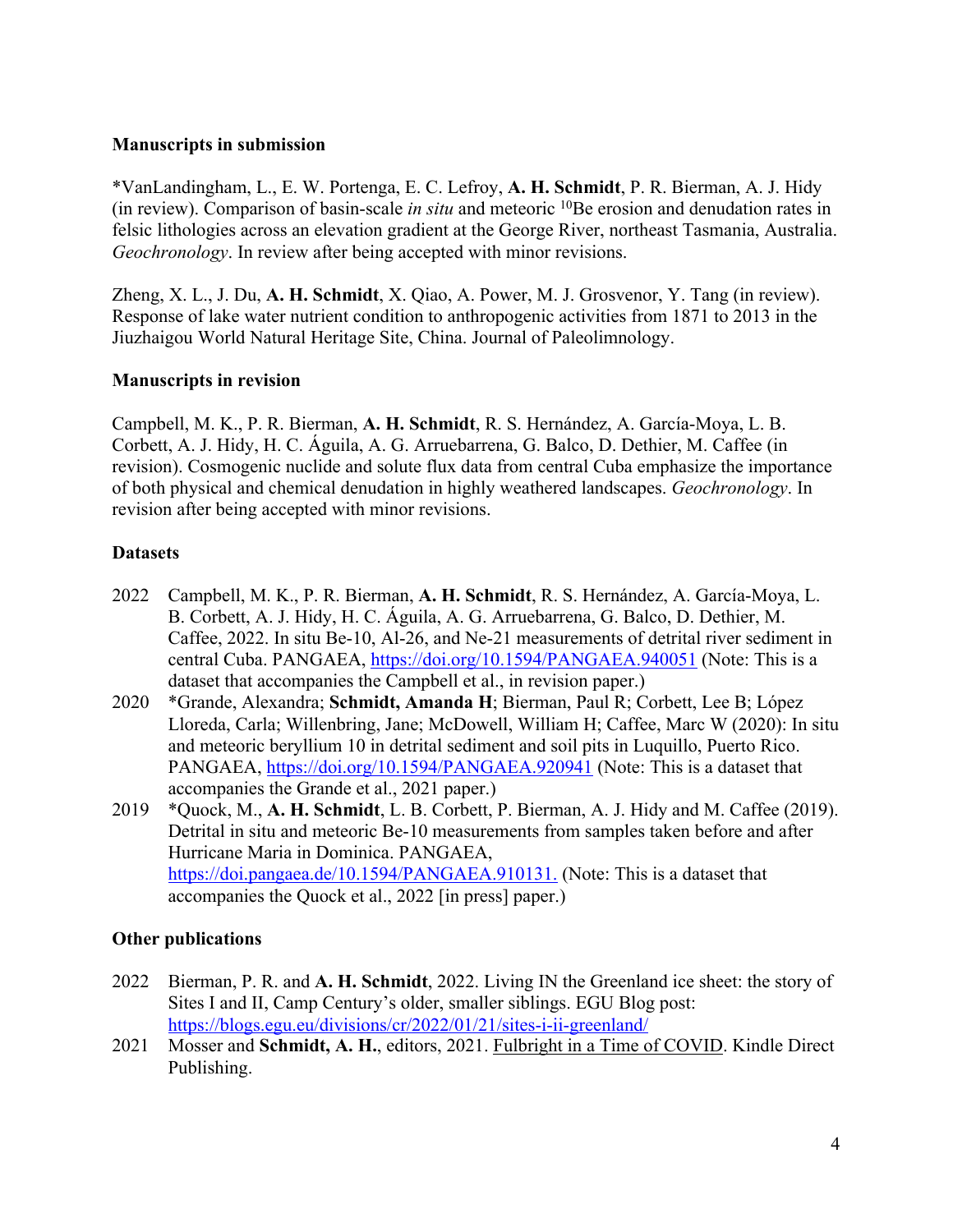**Manuscripts in submission**

*VanLandingham, L., E. W. Portenga, E. C. Lefroy, **A. H. Schmidt**, P. R. Bierman, A. J. Hidy (in review). Comparison of basin-scale *in situ* and meteoric $^{10}$Be erosion and denudation rates in felsic lithologies across an elevation gradient at the George River, northeast Tasmania, Australia. *Geochronology*. In review after being accepted with minor revisions.

Zheng, X. L., J. Du, **A. H. Schmidt**, X. Qiao, A. Power, M. J. Grosvenor, Y. Tang (in review). Response of lake water nutrient condition to anthropogenic activities from 1871 to 2013 in the Jiuzhaigou World Natural Heritage Site, China. Journal of Paleolimnology.

**Manuscripts in revision**

Campbell, M. K., P. R. Bierman, **A. H. Schmidt**, R. S. Hernández, A. García-Moya, L. B. Corbett, A. J. Hidy, H. C. Águila, A. G. Arruebarrena, G. Balco, D. Dethier, M. Caffee (in revision). Cosmogenic nuclide and solute flux data from central Cuba emphasize the importance of both physical and chemical denudation in highly weathered landscapes. *Geochronology*. In revision after being accepted with minor revisions.

**Datasets**

- 2022 Campbell, M. K., P. R. Bierman, **A. H. Schmidt**, R. S. Hernández, A. García-Moya, L. B. Corbett, A. J. Hidy, H. C. Águila, A. G. Arruebarrena, G. Balco, D. Dethier, M. Caffee, 2022. In situ Be-10, Al-26, and Ne-21 measurements of detrital river sediment in central Cuba. PANGAEA, https://doi.org/10.1594/PANGAEA.940051 (Note: This is a dataset that accompanies the Campbell et al., in revision paper.)
- 2020 *Grande, Alexandra; **Schmidt, Amanda H**; Bierman, Paul R; Corbett, Lee B; López Lloreda, Carla; Willenbring, Jane; McDowell, William H; Caffee, Marc W (2020): In situ and meteoric beryllium 10 in detrital sediment and soil pits in Luquillo, Puerto Rico. PANGAEA, https://doi.org/10.1594/PANGAEA.920941 (Note: This is a dataset that accompanies the Grande et al., 2021 paper.)
- 2019 *Quock, M., **A. H. Schmidt**, L. B. Corbett, P. Bierman, A. J. Hidy and M. Caffee (2019). Detrital in situ and meteoric Be-10 measurements from samples taken before and after Hurricane Maria in Dominica. PANGAEA, https://doi.pangaea.de/10.1594/PANGAEA.910131. (Note: This is a dataset that accompanies the Quock et al., 2022 [in press] paper.)

**Other publications**

- 2022 Bierman, P. R. and **A. H. Schmidt**, 2022. Living IN the Greenland ice sheet: the story of Sites I and II, Camp Century's older, smaller siblings. EGU Blog post: https://blogs.egu.eu/divisions/cr/2022/01/21/sites-i-ii-greenland/
- 2021 Mosser and **Schmidt, A. H.**, editors, 2021. Fulbright in a Time of COVID. Kindle Direct Publishing.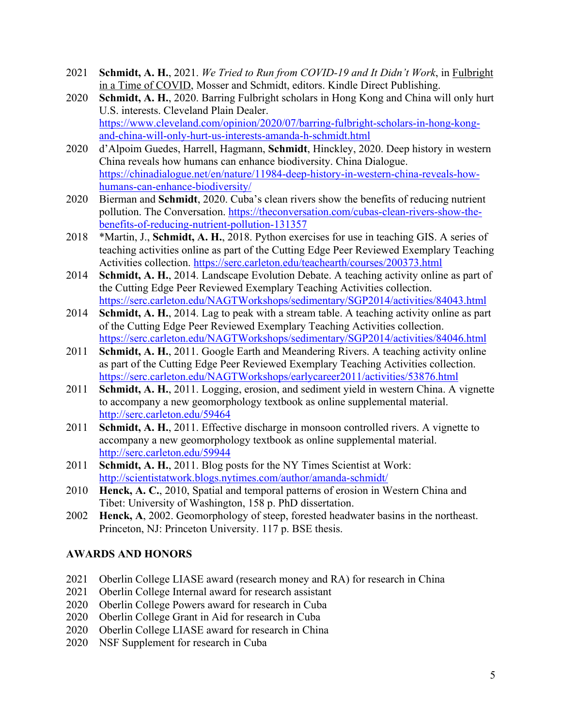2021 **Schmidt, A. H.**, 2021. *We Tried to Run from COVID-19 and It Didn't Work*, in Fulbright in a Time of COVID, Mosser and Schmidt, editors. Kindle Direct Publishing.

2020 **Schmidt, A. H.**, 2020. Barring Fulbright scholars in Hong Kong and China will only hurt U.S. interests. Cleveland Plain Dealer. https://www.cleveland.com/opinion/2020/07/barring-fulbright-scholars-in-hong-kong-and-china-will-only-hurt-us-interests-amanda-h-schmidt.html

2020 d'Alpoim Guedes, Harrell, Hagmann, **Schmidt**, Hinckley, 2020. Deep history in western China reveals how humans can enhance biodiversity. China Dialogue. https://chinadialogue.net/en/nature/11984-deep-history-in-western-china-reveals-how-humans-can-enhance-biodiversity/

2020 Bierman and **Schmidt**, 2020. Cuba's clean rivers show the benefits of reducing nutrient pollution. The Conversation. https://theconversation.com/cubas-clean-rivers-show-the-benefits-of-reducing-nutrient-pollution-131357

2018 *Martin, J., **Schmidt, A. H.**, 2018. Python exercises for use in teaching GIS. A series of teaching activities online as part of the Cutting Edge Peer Reviewed Exemplary Teaching Activities collection. https://serc.carleton.edu/teachearth/courses/200373.html

2014 **Schmidt, A. H.**, 2014. Landscape Evolution Debate. A teaching activity online as part of the Cutting Edge Peer Reviewed Exemplary Teaching Activities collection. https://serc.carleton.edu/NAGTWorkshops/sedimentary/SGP2014/activities/84043.html

2014 **Schmidt, A. H.**, 2014. Lag to peak with a stream table. A teaching activity online as part of the Cutting Edge Peer Reviewed Exemplary Teaching Activities collection. https://serc.carleton.edu/NAGTWorkshops/sedimentary/SGP2014/activities/84046.html

2011 **Schmidt, A. H.**, 2011. Google Earth and Meandering Rivers. A teaching activity online as part of the Cutting Edge Peer Reviewed Exemplary Teaching Activities collection. https://serc.carleton.edu/NAGTWorkshops/earlycareer2011/activities/53876.html

2011 **Schmidt, A. H.**, 2011. Logging, erosion, and sediment yield in western China. A vignette to accompany a new geomorphology textbook as online supplemental material. http://serc.carleton.edu/59464

2011 **Schmidt, A. H.**, 2011. Effective discharge in monsoon controlled rivers. A vignette to accompany a new geomorphology textbook as online supplemental material. http://serc.carleton.edu/59944

2011 **Schmidt, A. H.**, 2011. Blog posts for the NY Times Scientist at Work: http://scientistatwork.blogs.nytimes.com/author/amanda-schmidt/

2010 **Henck, A. C.**, 2010, Spatial and temporal patterns of erosion in Western China and Tibet: University of Washington, 158 p. PhD dissertation.

2002 **Henck, A**, 2002. Geomorphology of steep, forested headwater basins in the northeast. Princeton, NJ: Princeton University. 117 p. BSE thesis.

## AWARDS AND HONORS

2021 Oberlin College LIASE award (research money and RA) for research in China
2021 Oberlin College Internal award for research assistant
2020 Oberlin College Powers award for research in Cuba
2020 Oberlin College Grant in Aid for research in Cuba
2020 Oberlin College LIASE award for research in China
2020 NSF Supplement for research in Cuba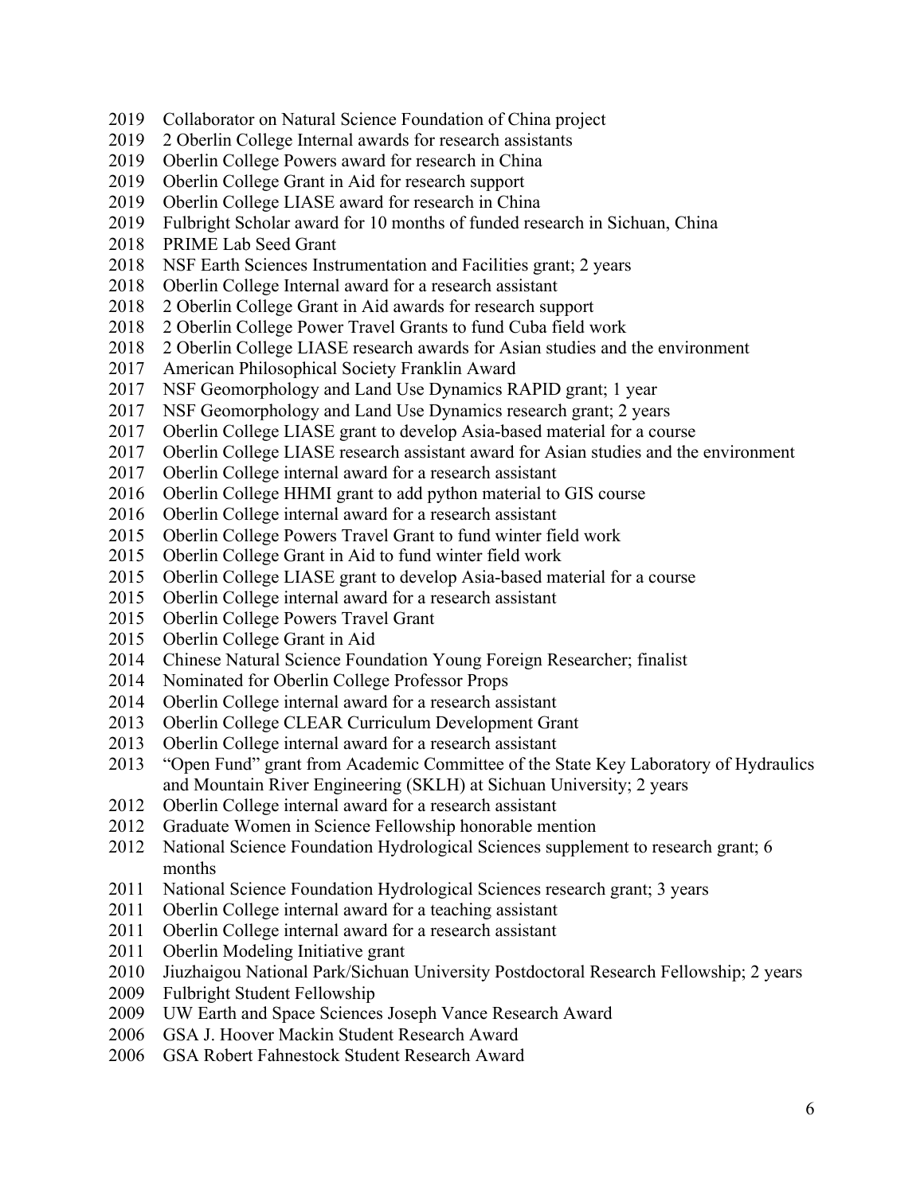2019 Collaborator on Natural Science Foundation of China project
2019 2 Oberlin College Internal awards for research assistants
2019 Oberlin College Powers award for research in China
2019 Oberlin College Grant in Aid for research support
2019 Oberlin College LIASE award for research in China
2019 Fulbright Scholar award for 10 months of funded research in Sichuan, China
2018 PRIME Lab Seed Grant
2018 NSF Earth Sciences Instrumentation and Facilities grant; 2 years
2018 Oberlin College Internal award for a research assistant
2018 2 Oberlin College Grant in Aid awards for research support
2018 2 Oberlin College Power Travel Grants to fund Cuba field work
2018 2 Oberlin College LIASE research awards for Asian studies and the environment
2017 American Philosophical Society Franklin Award
2017 NSF Geomorphology and Land Use Dynamics RAPID grant; 1 year
2017 NSF Geomorphology and Land Use Dynamics research grant; 2 years
2017 Oberlin College LIASE grant to develop Asia-based material for a course
2017 Oberlin College LIASE research assistant award for Asian studies and the environment
2017 Oberlin College internal award for a research assistant
2016 Oberlin College HHMI grant to add python material to GIS course
2016 Oberlin College internal award for a research assistant
2015 Oberlin College Powers Travel Grant to fund winter field work
2015 Oberlin College Grant in Aid to fund winter field work
2015 Oberlin College LIASE grant to develop Asia-based material for a course
2015 Oberlin College internal award for a research assistant
2015 Oberlin College Powers Travel Grant
2015 Oberlin College Grant in Aid
2014 Chinese Natural Science Foundation Young Foreign Researcher; finalist
2014 Nominated for Oberlin College Professor Props
2014 Oberlin College internal award for a research assistant
2013 Oberlin College CLEAR Curriculum Development Grant
2013 Oberlin College internal award for a research assistant
2013 "Open Fund" grant from Academic Committee of the State Key Laboratory of Hydraulics and Mountain River Engineering (SKLH) at Sichuan University; 2 years
2012 Oberlin College internal award for a research assistant
2012 Graduate Women in Science Fellowship honorable mention
2012 National Science Foundation Hydrological Sciences supplement to research grant; 6 months
2011 National Science Foundation Hydrological Sciences research grant; 3 years
2011 Oberlin College internal award for a teaching assistant
2011 Oberlin College internal award for a research assistant
2011 Oberlin Modeling Initiative grant
2010 Jiuzhaigou National Park/Sichuan University Postdoctoral Research Fellowship; 2 years
2009 Fulbright Student Fellowship
2009 UW Earth and Space Sciences Joseph Vance Research Award
2006 GSA J. Hoover Mackin Student Research Award
2006 GSA Robert Fahnestock Student Research Award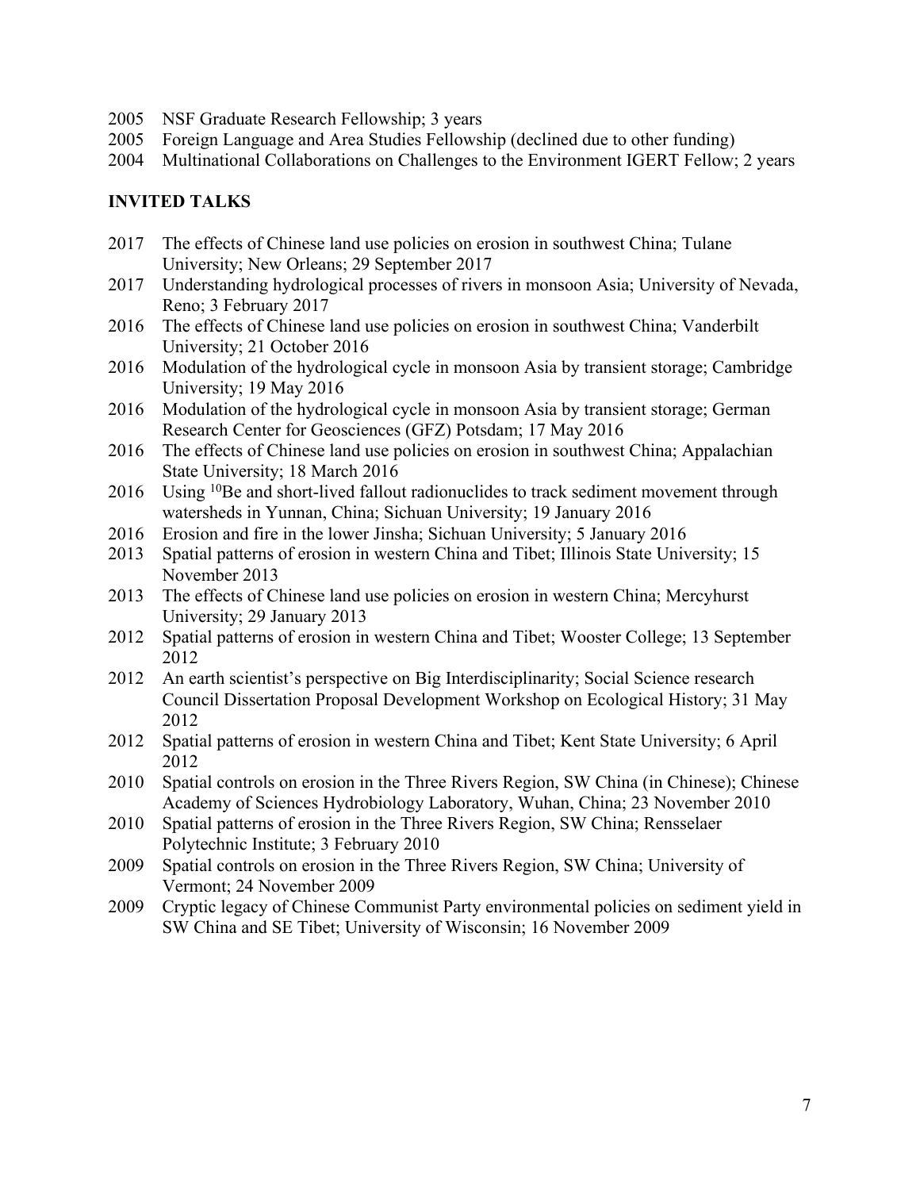2005 NSF Graduate Research Fellowship; 3 years  
2005 Foreign Language and Area Studies Fellowship (declined due to other funding)  
2004 Multinational Collaborations on Challenges to the Environment IGERT Fellow; 2 years

## INVITED TALKS

2017 The effects of Chinese land use policies on erosion in southwest China; Tulane University; New Orleans; 29 September 2017

2017 Understanding hydrological processes of rivers in monsoon Asia; University of Nevada, Reno; 3 February 2017

2016 The effects of Chinese land use policies on erosion in southwest China; Vanderbilt University; 21 October 2016

2016 Modulation of the hydrological cycle in monsoon Asia by transient storage; Cambridge University; 19 May 2016

2016 Modulation of the hydrological cycle in monsoon Asia by transient storage; German Research Center for Geosciences (GFZ) Potsdam; 17 May 2016

2016 The effects of Chinese land use policies on erosion in southwest China; Appalachian State University; 18 March 2016

2016 Using $^{10}$Be and short-lived fallout radionuclides to track sediment movement through watersheds in Yunnan, China; Sichuan University; 19 January 2016

2016 Erosion and fire in the lower Jinsha; Sichuan University; 5 January 2016

2013 Spatial patterns of erosion in western China and Tibet; Illinois State University; 15 November 2013

2013 The effects of Chinese land use policies on erosion in western China; Mercyhurst University; 29 January 2013

2012 Spatial patterns of erosion in western China and Tibet; Wooster College; 13 September 2012

2012 An earth scientist's perspective on Big Interdisciplinarity; Social Science research Council Dissertation Proposal Development Workshop on Ecological History; 31 May 2012

2012 Spatial patterns of erosion in western China and Tibet; Kent State University; 6 April 2012

2010 Spatial controls on erosion in the Three Rivers Region, SW China (in Chinese); Chinese Academy of Sciences Hydrobiology Laboratory, Wuhan, China; 23 November 2010

2010 Spatial patterns of erosion in the Three Rivers Region, SW China; Rensselaer Polytechnic Institute; 3 February 2010

2009 Spatial controls on erosion in the Three Rivers Region, SW China; University of Vermont; 24 November 2009

2009 Cryptic legacy of Chinese Communist Party environmental policies on sediment yield in SW China and SE Tibet; University of Wisconsin; 16 November 2009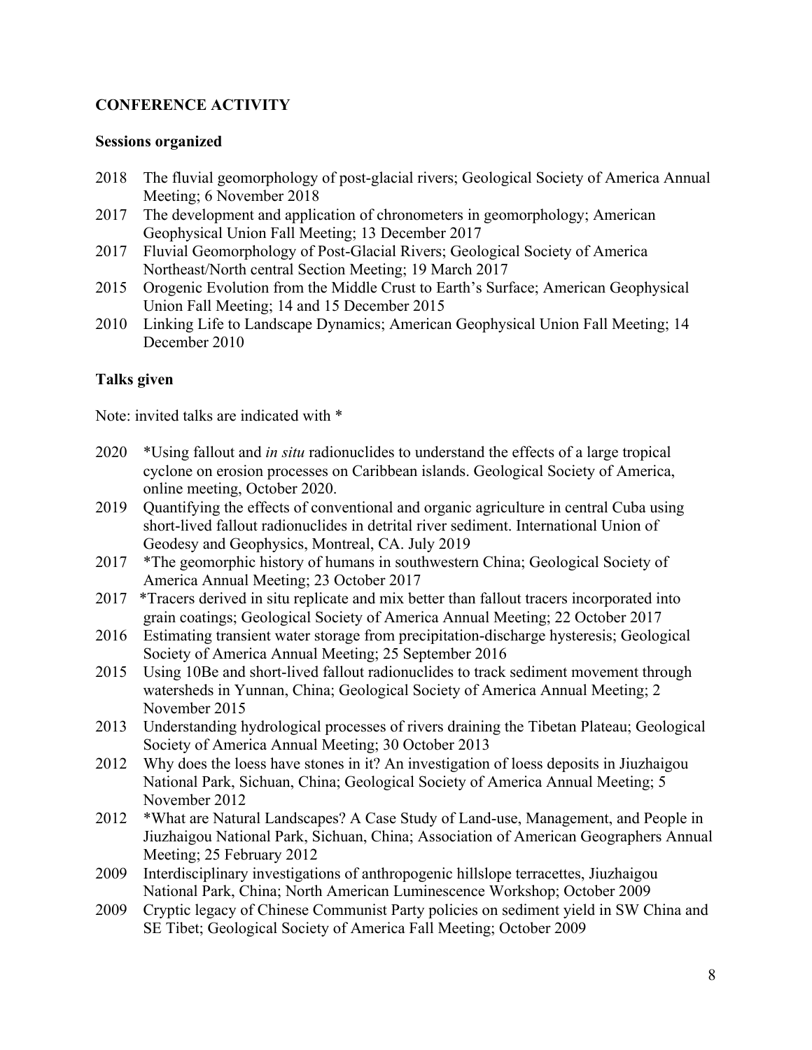## CONFERENCE ACTIVITY

### Sessions organized

2018 The fluvial geomorphology of post-glacial rivers; Geological Society of America Annual Meeting; 6 November 2018

2017 The development and application of chronometers in geomorphology; American Geophysical Union Fall Meeting; 13 December 2017

2017 Fluvial Geomorphology of Post-Glacial Rivers; Geological Society of America Northeast/North central Section Meeting; 19 March 2017

2015 Orogenic Evolution from the Middle Crust to Earth's Surface; American Geophysical Union Fall Meeting; 14 and 15 December 2015

2010 Linking Life to Landscape Dynamics; American Geophysical Union Fall Meeting; 14 December 2010

### Talks given

Note: invited talks are indicated with *

2020 *Using fallout and *in situ* radionuclides to understand the effects of a large tropical cyclone on erosion processes on Caribbean islands. Geological Society of America, online meeting, October 2020.

2019 Quantifying the effects of conventional and organic agriculture in central Cuba using short-lived fallout radionuclides in detrital river sediment. International Union of Geodesy and Geophysics, Montreal, CA. July 2019

2017 *The geomorphic history of humans in southwestern China; Geological Society of America Annual Meeting; 23 October 2017

2017 *Tracers derived in situ replicate and mix better than fallout tracers incorporated into grain coatings; Geological Society of America Annual Meeting; 22 October 2017

2016 Estimating transient water storage from precipitation-discharge hysteresis; Geological Society of America Annual Meeting; 25 September 2016

2015 Using 10Be and short-lived fallout radionuclides to track sediment movement through watersheds in Yunnan, China; Geological Society of America Annual Meeting; 2 November 2015

2013 Understanding hydrological processes of rivers draining the Tibetan Plateau; Geological Society of America Annual Meeting; 30 October 2013

2012 Why does the loess have stones in it? An investigation of loess deposits in Jiuzhaigou National Park, Sichuan, China; Geological Society of America Annual Meeting; 5 November 2012

2012 *What are Natural Landscapes? A Case Study of Land-use, Management, and People in Jiuzhaigou National Park, Sichuan, China; Association of American Geographers Annual Meeting; 25 February 2012

2009 Interdisciplinary investigations of anthropogenic hillslope terracettes, Jiuzhaigou National Park, China; North American Luminescence Workshop; October 2009

2009 Cryptic legacy of Chinese Communist Party policies on sediment yield in SW China and SE Tibet; Geological Society of America Fall Meeting; October 2009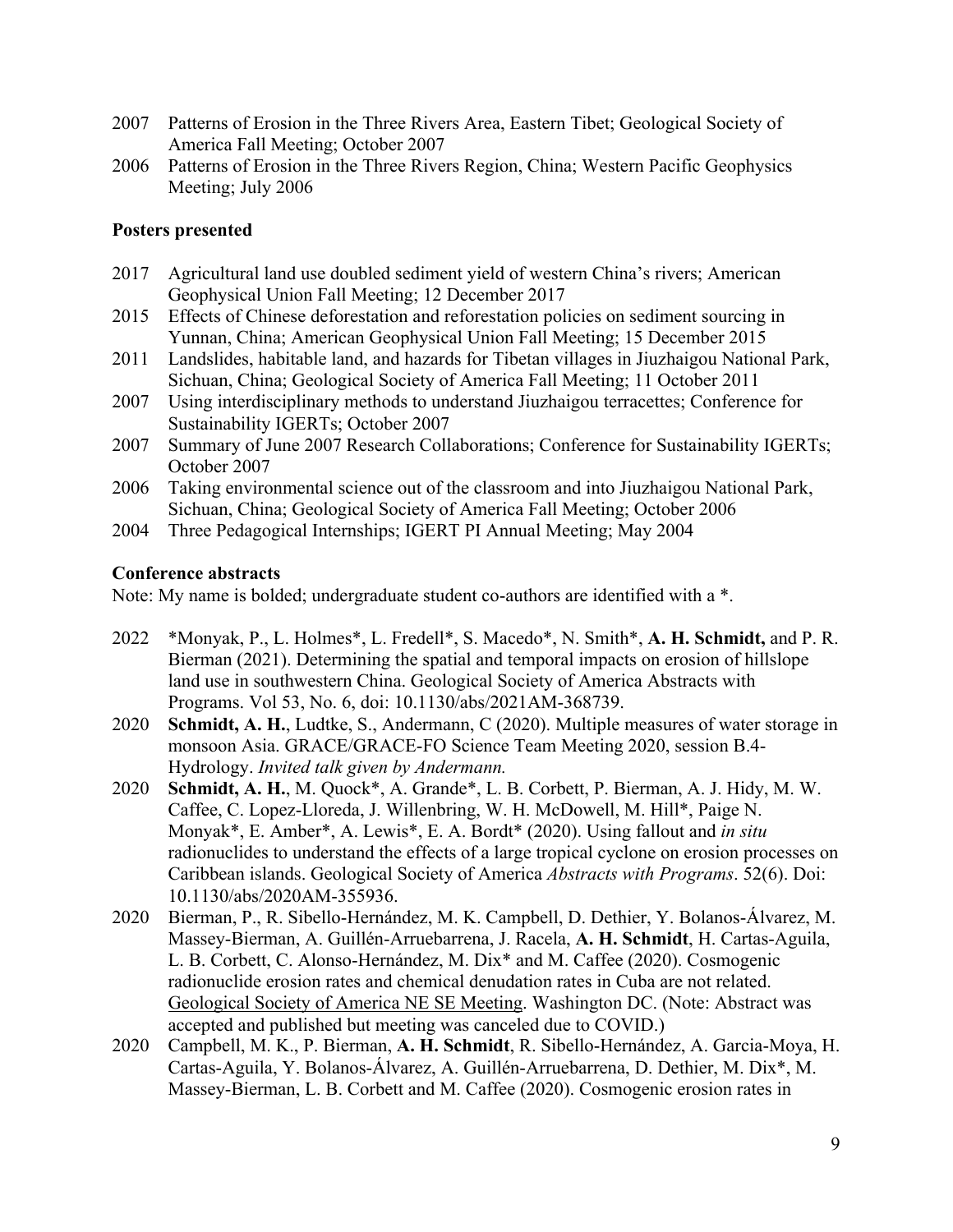2007 Patterns of Erosion in the Three Rivers Area, Eastern Tibet; Geological Society of America Fall Meeting; October 2007

2006 Patterns of Erosion in the Three Rivers Region, China; Western Pacific Geophysics Meeting; July 2006

**Posters presented**

2017 Agricultural land use doubled sediment yield of western China's rivers; American Geophysical Union Fall Meeting; 12 December 2017

2015 Effects of Chinese deforestation and reforestation policies on sediment sourcing in Yunnan, China; American Geophysical Union Fall Meeting; 15 December 2015

2011 Landslides, habitable land, and hazards for Tibetan villages in Jiuzhaigou National Park, Sichuan, China; Geological Society of America Fall Meeting; 11 October 2011

2007 Using interdisciplinary methods to understand Jiuzhaigou terracettes; Conference for Sustainability IGERTs; October 2007

2007 Summary of June 2007 Research Collaborations; Conference for Sustainability IGERTs; October 2007

2006 Taking environmental science out of the classroom and into Jiuzhaigou National Park, Sichuan, China; Geological Society of America Fall Meeting; October 2006

2004 Three Pedagogical Internships; IGERT PI Annual Meeting; May 2004

**Conference abstracts**

Note: My name is bolded; undergraduate student co-authors are identified with a *.

2022 *Monyak, P., L. Holmes*, L. Fredell*, S. Macedo*, N. Smith*, **A. H. Schmidt,** and P. R. Bierman (2021). Determining the spatial and temporal impacts on erosion of hillslope land use in southwestern China. Geological Society of America Abstracts with Programs. Vol 53, No. 6, doi: 10.1130/abs/2021AM-368739.

2020 **Schmidt, A. H.**, Ludtke, S., Andermann, C (2020). Multiple measures of water storage in monsoon Asia. GRACE/GRACE-FO Science Team Meeting 2020, session B.4-Hydrology. *Invited talk given by Andermann.*

2020 **Schmidt, A. H.**, M. Quock*, A. Grande*, L. B. Corbett, P. Bierman, A. J. Hidy, M. W. Caffee, C. Lopez-Lloreda, J. Willenbring, W. H. McDowell, M. Hill*, Paige N. Monyak*, E. Amber*, A. Lewis*, E. A. Bordt* (2020). Using fallout and *in situ* radionuclides to understand the effects of a large tropical cyclone on erosion processes on Caribbean islands. Geological Society of America *Abstracts with Programs*. 52(6). Doi: 10.1130/abs/2020AM-355936.

2020 Bierman, P., R. Sibello-Hernández, M. K. Campbell, D. Dethier, Y. Bolanos-Álvarez, M. Massey-Bierman, A. Guillén-Arruebarrena, J. Racela, **A. H. Schmidt**, H. Cartas-Aguila, L. B. Corbett, C. Alonso-Hernández, M. Dix* and M. Caffee (2020). Cosmogenic radionuclide erosion rates and chemical denudation rates in Cuba are not related. Geological Society of America NE SE Meeting. Washington DC. (Note: Abstract was accepted and published but meeting was canceled due to COVID.)

2020 Campbell, M. K., P. Bierman, **A. H. Schmidt**, R. Sibello-Hernández, A. Garcia-Moya, H. Cartas-Aguila, Y. Bolanos-Álvarez, A. Guillén-Arruebarrena, D. Dethier, M. Dix*, M. Massey-Bierman, L. B. Corbett and M. Caffee (2020). Cosmogenic erosion rates in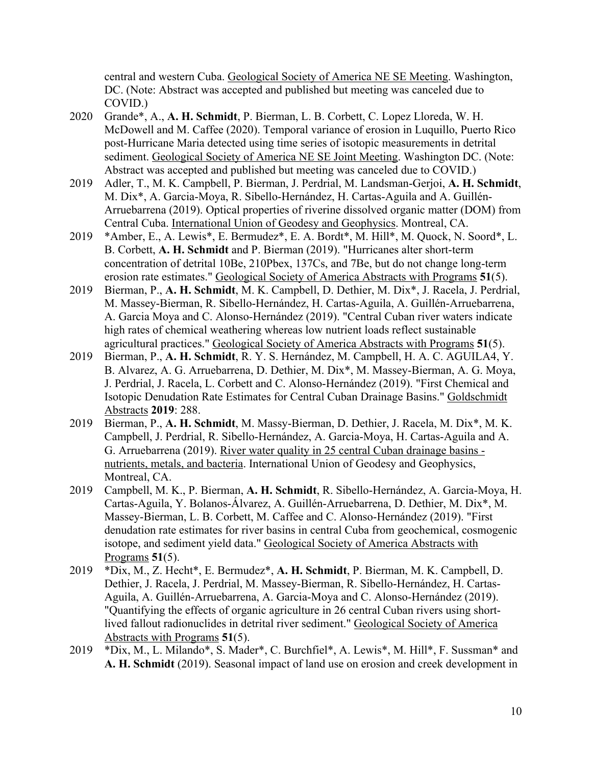central and western Cuba. Geological Society of America NE SE Meeting. Washington, DC. (Note: Abstract was accepted and published but meeting was canceled due to COVID.)

2020 Grande*, A., **A. H. Schmidt**, P. Bierman, L. B. Corbett, C. Lopez Lloreda, W. H. McDowell and M. Caffee (2020). Temporal variance of erosion in Luquillo, Puerto Rico post-Hurricane Maria detected using time series of isotopic measurements in detrital sediment. Geological Society of America NE SE Joint Meeting. Washington DC. (Note: Abstract was accepted and published but meeting was canceled due to COVID.)

2019 Adler, T., M. K. Campbell, P. Bierman, J. Perdrial, M. Landsman-Gerjoi, **A. H. Schmidt**, M. Dix*, A. Garcia-Moya, R. Sibello-Hernández, H. Cartas-Aguila and A. Guillén-Arruebarrena (2019). Optical properties of riverine dissolved organic matter (DOM) from Central Cuba. International Union of Geodesy and Geophysics. Montreal, CA.

2019 *Amber, E., A. Lewis*, E. Bermudez*, E. A. Bordt*, M. Hill*, M. Quock, N. Soord*, L. B. Corbett, **A. H. Schmidt** and P. Bierman (2019). "Hurricanes alter short-term concentration of detrital 10Be, 210Pbex, 137Cs, and 7Be, but do not change long-term erosion rate estimates." Geological Society of America Abstracts with Programs **51**(5).

2019 Bierman, P., **A. H. Schmidt**, M. K. Campbell, D. Dethier, M. Dix*, J. Racela, J. Perdrial, M. Massey-Bierman, R. Sibello-Hernández, H. Cartas-Aguila, A. Guillén-Arruebarrena, A. Garcia Moya and C. Alonso-Hernández (2019). "Central Cuban river waters indicate high rates of chemical weathering whereas low nutrient loads reflect sustainable agricultural practices." Geological Society of America Abstracts with Programs **51**(5).

2019 Bierman, P., **A. H. Schmidt**, R. Y. S. Hernández, M. Campbell, H. A. C. AGUILA4, Y. B. Alvarez, A. G. Arruebarrena, D. Dethier, M. Dix*, M. Massey-Bierman, A. G. Moya, J. Perdrial, J. Racela, L. Corbett and C. Alonso-Hernández (2019). "First Chemical and Isotopic Denudation Rate Estimates for Central Cuban Drainage Basins." Goldschmidt Abstracts **2019**: 288.

2019 Bierman, P., **A. H. Schmidt**, M. Massy-Bierman, D. Dethier, J. Racela, M. Dix*, M. K. Campbell, J. Perdrial, R. Sibello-Hernández, A. Garcia-Moya, H. Cartas-Aguila and A. G. Arruebarrena (2019). River water quality in 25 central Cuban drainage basins - nutrients, metals, and bacteria. International Union of Geodesy and Geophysics, Montreal, CA.

2019 Campbell, M. K., P. Bierman, **A. H. Schmidt**, R. Sibello-Hernández, A. Garcia-Moya, H. Cartas-Aguila, Y. Bolanos-Álvarez, A. Guillén-Arruebarrena, D. Dethier, M. Dix*, M. Massey-Bierman, L. B. Corbett, M. Caffee and C. Alonso-Hernández (2019). "First denudation rate estimates for river basins in central Cuba from geochemical, cosmogenic isotope, and sediment yield data." Geological Society of America Abstracts with Programs **51**(5).

2019 *Dix, M., Z. Hecht*, E. Bermudez*, **A. H. Schmidt**, P. Bierman, M. K. Campbell, D. Dethier, J. Racela, J. Perdrial, M. Massey-Bierman, R. Sibello-Hernández, H. Cartas-Aguila, A. Guillén-Arruebarrena, A. Garcia-Moya and C. Alonso-Hernández (2019). "Quantifying the effects of organic agriculture in 26 central Cuban rivers using short-lived fallout radionuclides in detrital river sediment." Geological Society of America Abstracts with Programs **51**(5).

2019 *Dix, M., L. Milando*, S. Mader*, C. Burchfiel*, A. Lewis*, M. Hill*, F. Sussman* and **A. H. Schmidt** (2019). Seasonal impact of land use on erosion and creek development in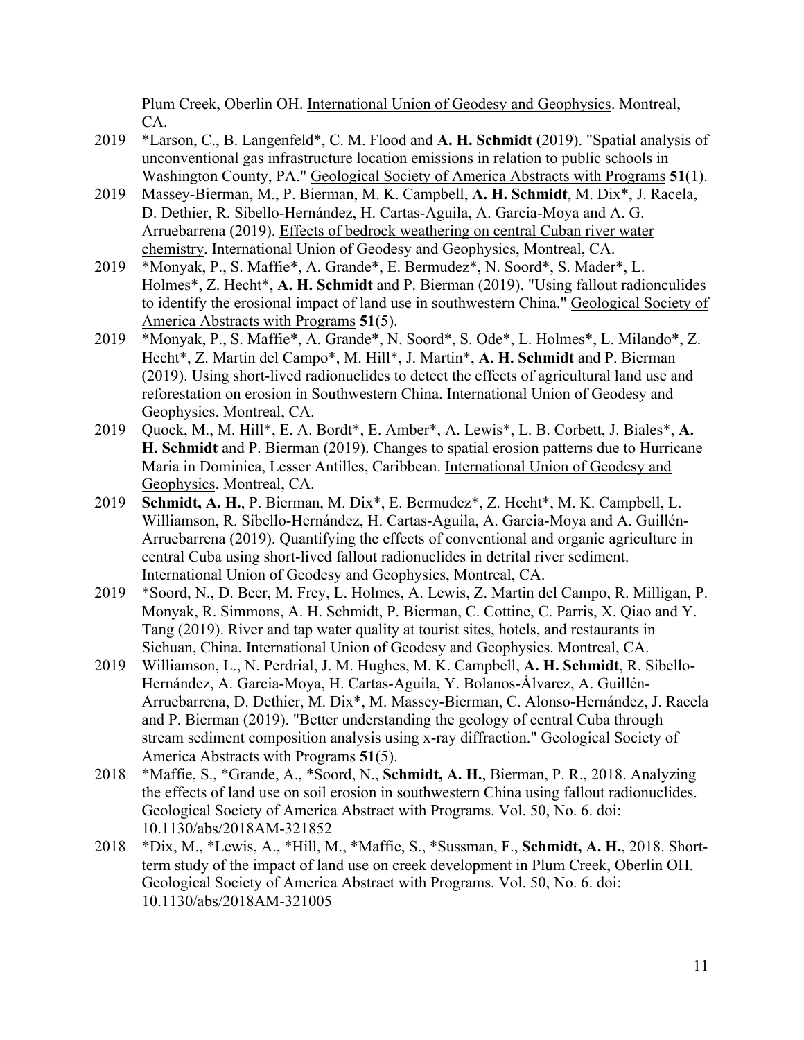Plum Creek, Oberlin OH. International Union of Geodesy and Geophysics. Montreal, CA.

2019 *Larson, C., B. Langenfeld*, C. M. Flood and **A. H. Schmidt** (2019). "Spatial analysis of unconventional gas infrastructure location emissions in relation to public schools in Washington County, PA." Geological Society of America Abstracts with Programs **51**(1).

2019 Massey-Bierman, M., P. Bierman, M. K. Campbell, **A. H. Schmidt**, M. Dix*, J. Racela, D. Dethier, R. Sibello-Hernández, H. Cartas-Aguila, A. Garcia-Moya and A. G. Arruebarrena (2019). Effects of bedrock weathering on central Cuban river water chemistry. International Union of Geodesy and Geophysics, Montreal, CA.

2019 *Monyak, P., S. Maffie*, A. Grande*, E. Bermudez*, N. Soord*, S. Mader*, L. Holmes*, Z. Hecht*, **A. H. Schmidt** and P. Bierman (2019). "Using fallout radionculides to identify the erosional impact of land use in southwestern China." Geological Society of America Abstracts with Programs **51**(5).

2019 *Monyak, P., S. Maffie*, A. Grande*, N. Soord*, S. Ode*, L. Holmes*, L. Milando*, Z. Hecht*, Z. Martin del Campo*, M. Hill*, J. Martin*, **A. H. Schmidt** and P. Bierman (2019). Using short-lived radionuclides to detect the effects of agricultural land use and reforestation on erosion in Southwestern China. International Union of Geodesy and Geophysics. Montreal, CA.

2019 Quock, M., M. Hill*, E. A. Bordt*, E. Amber*, A. Lewis*, L. B. Corbett, J. Biales*, **A. H. Schmidt** and P. Bierman (2019). Changes to spatial erosion patterns due to Hurricane Maria in Dominica, Lesser Antilles, Caribbean. International Union of Geodesy and Geophysics. Montreal, CA.

2019 **Schmidt, A. H.**, P. Bierman, M. Dix*, E. Bermudez*, Z. Hecht*, M. K. Campbell, L. Williamson, R. Sibello-Hernández, H. Cartas-Aguila, A. Garcia-Moya and A. Guillén-Arruebarrena (2019). Quantifying the effects of conventional and organic agriculture in central Cuba using short-lived fallout radionuclides in detrital river sediment. International Union of Geodesy and Geophysics, Montreal, CA.

2019 *Soord, N., D. Beer, M. Frey, L. Holmes, A. Lewis, Z. Martin del Campo, R. Milligan, P. Monyak, R. Simmons, A. H. Schmidt, P. Bierman, C. Cottine, C. Parris, X. Qiao and Y. Tang (2019). River and tap water quality at tourist sites, hotels, and restaurants in Sichuan, China. International Union of Geodesy and Geophysics. Montreal, CA.

2019 Williamson, L., N. Perdrial, J. M. Hughes, M. K. Campbell, **A. H. Schmidt**, R. Sibello-Hernández, A. Garcia-Moya, H. Cartas-Aguila, Y. Bolanos-Álvarez, A. Guillén-Arruebarrena, D. Dethier, M. Dix*, M. Massey-Bierman, C. Alonso-Hernández, J. Racela and P. Bierman (2019). "Better understanding the geology of central Cuba through stream sediment composition analysis using x-ray diffraction." Geological Society of America Abstracts with Programs **51**(5).

2018 *Maffie, S., *Grande, A., *Soord, N., **Schmidt, A. H.**, Bierman, P. R., 2018. Analyzing the effects of land use on soil erosion in southwestern China using fallout radionuclides. Geological Society of America Abstract with Programs. Vol. 50, No. 6. doi: 10.1130/abs/2018AM-321852

2018 *Dix, M., *Lewis, A., *Hill, M., *Maffie, S., *Sussman, F., **Schmidt, A. H.**, 2018. Short-term study of the impact of land use on creek development in Plum Creek, Oberlin OH. Geological Society of America Abstract with Programs. Vol. 50, No. 6. doi: 10.1130/abs/2018AM-321005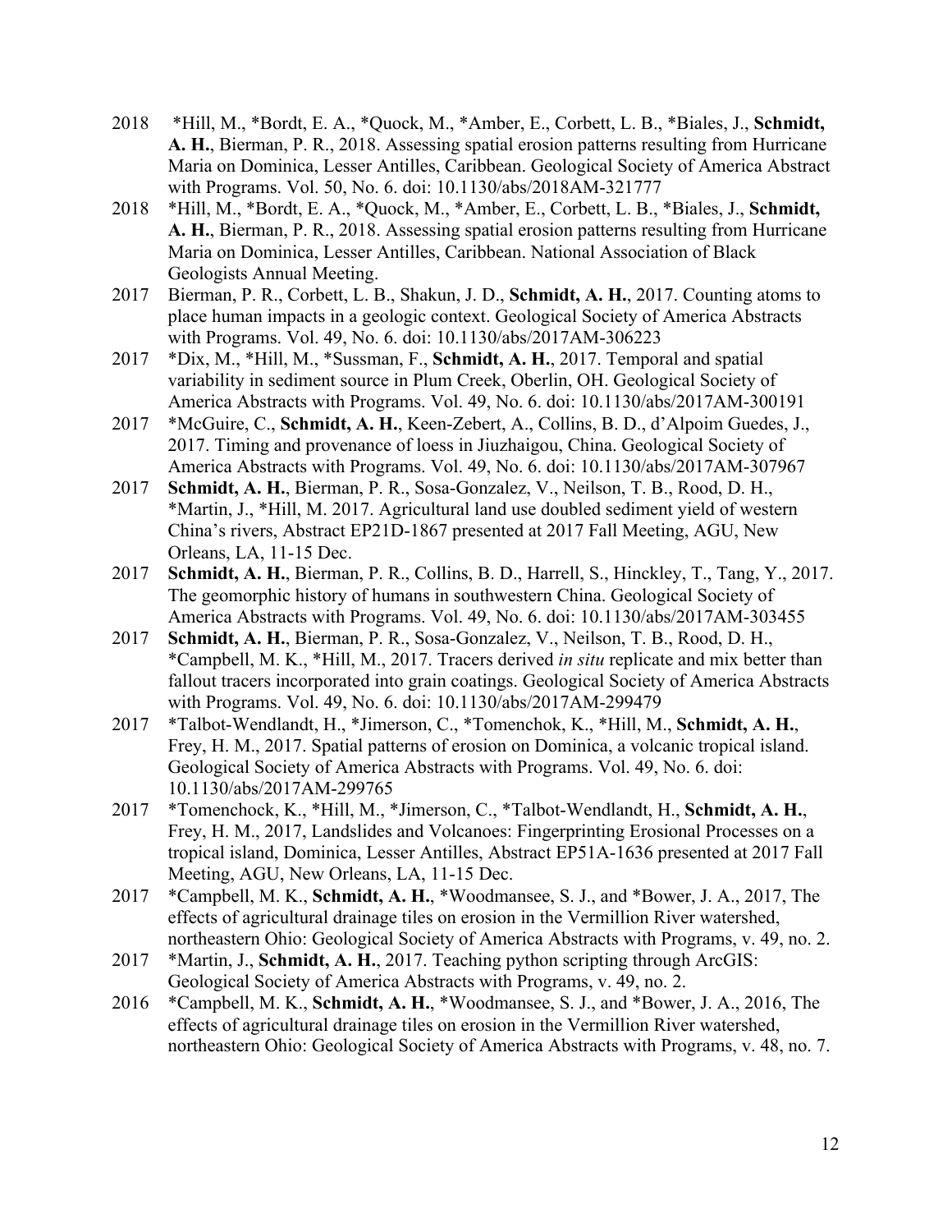2018 *Hill, M., *Bordt, E. A., *Quock, M., *Amber, E., Corbett, L. B., *Biales, J., **Schmidt, A. H.**, Bierman, P. R., 2018. Assessing spatial erosion patterns resulting from Hurricane Maria on Dominica, Lesser Antilles, Caribbean. Geological Society of America Abstract with Programs. Vol. 50, No. 6. doi: 10.1130/abs/2018AM-321777

2018 *Hill, M., *Bordt, E. A., *Quock, M., *Amber, E., Corbett, L. B., *Biales, J., **Schmidt, A. H.**, Bierman, P. R., 2018. Assessing spatial erosion patterns resulting from Hurricane Maria on Dominica, Lesser Antilles, Caribbean. National Association of Black Geologists Annual Meeting.

2017 Bierman, P. R., Corbett, L. B., Shakun, J. D., **Schmidt, A. H.**, 2017. Counting atoms to place human impacts in a geologic context. Geological Society of America Abstracts with Programs. Vol. 49, No. 6. doi: 10.1130/abs/2017AM-306223

2017 *Dix, M., *Hill, M., *Sussman, F., **Schmidt, A. H.**, 2017. Temporal and spatial variability in sediment source in Plum Creek, Oberlin, OH. Geological Society of America Abstracts with Programs. Vol. 49, No. 6. doi: 10.1130/abs/2017AM-300191

2017 *McGuire, C., **Schmidt, A. H.**, Keen-Zebert, A., Collins, B. D., d'Alpoim Guedes, J., 2017. Timing and provenance of loess in Jiuzhaigou, China. Geological Society of America Abstracts with Programs. Vol. 49, No. 6. doi: 10.1130/abs/2017AM-307967

2017 **Schmidt, A. H.**, Bierman, P. R., Sosa-Gonzalez, V., Neilson, T. B., Rood, D. H., *Martin, J., *Hill, M. 2017. Agricultural land use doubled sediment yield of western China's rivers, Abstract EP21D-1867 presented at 2017 Fall Meeting, AGU, New Orleans, LA, 11-15 Dec.

2017 **Schmidt, A. H.**, Bierman, P. R., Collins, B. D., Harrell, S., Hinckley, T., Tang, Y., 2017. The geomorphic history of humans in southwestern China. Geological Society of America Abstracts with Programs. Vol. 49, No. 6. doi: 10.1130/abs/2017AM-303455

2017 **Schmidt, A. H.**, Bierman, P. R., Sosa-Gonzalez, V., Neilson, T. B., Rood, D. H., *Campbell, M. K., *Hill, M., 2017. Tracers derived *in situ* replicate and mix better than fallout tracers incorporated into grain coatings. Geological Society of America Abstracts with Programs. Vol. 49, No. 6. doi: 10.1130/abs/2017AM-299479

2017 *Talbot-Wendlandt, H., *Jimerson, C., *Tomenchok, K., *Hill, M., **Schmidt, A. H.**, Frey, H. M., 2017. Spatial patterns of erosion on Dominica, a volcanic tropical island. Geological Society of America Abstracts with Programs. Vol. 49, No. 6. doi: 10.1130/abs/2017AM-299765

2017 *Tomenchock, K., *Hill, M., *Jimerson, C., *Talbot-Wendlandt, H., **Schmidt, A. H.**, Frey, H. M., 2017, Landslides and Volcanoes: Fingerprinting Erosional Processes on a tropical island, Dominica, Lesser Antilles, Abstract EP51A-1636 presented at 2017 Fall Meeting, AGU, New Orleans, LA, 11-15 Dec.

2017 *Campbell, M. K., **Schmidt, A. H.**, *Woodmansee, S. J., and *Bower, J. A., 2017, The effects of agricultural drainage tiles on erosion in the Vermillion River watershed, northeastern Ohio: Geological Society of America Abstracts with Programs, v. 49, no. 2.

2017 *Martin, J., **Schmidt, A. H.**, 2017. Teaching python scripting through ArcGIS: Geological Society of America Abstracts with Programs, v. 49, no. 2.

2016 *Campbell, M. K., **Schmidt, A. H.**, *Woodmansee, S. J., and *Bower, J. A., 2016, The effects of agricultural drainage tiles on erosion in the Vermillion River watershed, northeastern Ohio: Geological Society of America Abstracts with Programs, v. 48, no. 7.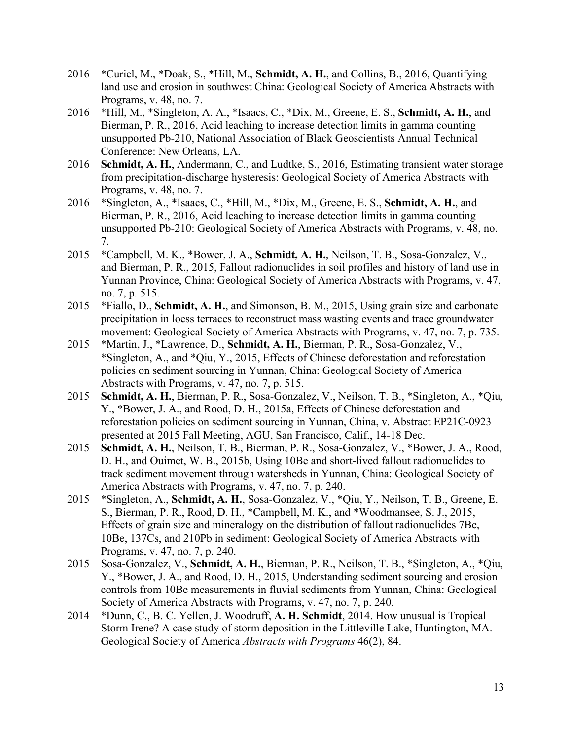2016 *Curiel, M., *Doak, S., *Hill, M., **Schmidt, A. H.**, and Collins, B., 2016, Quantifying land use and erosion in southwest China: Geological Society of America Abstracts with Programs, v. 48, no. 7.

2016 *Hill, M., *Singleton, A. A., *Isaacs, C., *Dix, M., Greene, E. S., **Schmidt, A. H.**, and Bierman, P. R., 2016, Acid leaching to increase detection limits in gamma counting unsupported Pb-210, National Association of Black Geoscientists Annual Technical Conference: New Orleans, LA.

2016 **Schmidt, A. H.**, Andermann, C., and Ludtke, S., 2016, Estimating transient water storage from precipitation-discharge hysteresis: Geological Society of America Abstracts with Programs, v. 48, no. 7.

2016 *Singleton, A., *Isaacs, C., *Hill, M., *Dix, M., Greene, E. S., **Schmidt, A. H.**, and Bierman, P. R., 2016, Acid leaching to increase detection limits in gamma counting unsupported Pb-210: Geological Society of America Abstracts with Programs, v. 48, no. 7.

2015 *Campbell, M. K., *Bower, J. A., **Schmidt, A. H.**, Neilson, T. B., Sosa-Gonzalez, V., and Bierman, P. R., 2015, Fallout radionuclides in soil profiles and history of land use in Yunnan Province, China: Geological Society of America Abstracts with Programs, v. 47, no. 7, p. 515.

2015 *Fiallo, D., **Schmidt, A. H.**, and Simonson, B. M., 2015, Using grain size and carbonate precipitation in loess terraces to reconstruct mass wasting events and trace groundwater movement: Geological Society of America Abstracts with Programs, v. 47, no. 7, p. 735.

2015 *Martin, J., *Lawrence, D., **Schmidt, A. H.**, Bierman, P. R., Sosa-Gonzalez, V., *Singleton, A., and *Qiu, Y., 2015, Effects of Chinese deforestation and reforestation policies on sediment sourcing in Yunnan, China: Geological Society of America Abstracts with Programs, v. 47, no. 7, p. 515.

2015 **Schmidt, A. H.**, Bierman, P. R., Sosa-Gonzalez, V., Neilson, T. B., *Singleton, A., *Qiu, Y., *Bower, J. A., and Rood, D. H., 2015a, Effects of Chinese deforestation and reforestation policies on sediment sourcing in Yunnan, China, v. Abstract EP21C-0923 presented at 2015 Fall Meeting, AGU, San Francisco, Calif., 14-18 Dec.

2015 **Schmidt, A. H.**, Neilson, T. B., Bierman, P. R., Sosa-Gonzalez, V., *Bower, J. A., Rood, D. H., and Ouimet, W. B., 2015b, Using 10Be and short-lived fallout radionuclides to track sediment movement through watersheds in Yunnan, China: Geological Society of America Abstracts with Programs, v. 47, no. 7, p. 240.

2015 *Singleton, A., **Schmidt, A. H.**, Sosa-Gonzalez, V., *Qiu, Y., Neilson, T. B., Greene, E. S., Bierman, P. R., Rood, D. H., *Campbell, M. K., and *Woodmansee, S. J., 2015, Effects of grain size and mineralogy on the distribution of fallout radionuclides 7Be, 10Be, 137Cs, and 210Pb in sediment: Geological Society of America Abstracts with Programs, v. 47, no. 7, p. 240.

2015 Sosa-Gonzalez, V., **Schmidt, A. H.**, Bierman, P. R., Neilson, T. B., *Singleton, A., *Qiu, Y., *Bower, J. A., and Rood, D. H., 2015, Understanding sediment sourcing and erosion controls from 10Be measurements in fluvial sediments from Yunnan, China: Geological Society of America Abstracts with Programs, v. 47, no. 7, p. 240.

2014 *Dunn, C., B. C. Yellen, J. Woodruff, **A. H. Schmidt**, 2014. How unusual is Tropical Storm Irene? A case study of storm deposition in the Littleville Lake, Huntington, MA. Geological Society of America *Abstracts with Programs* 46(2), 84.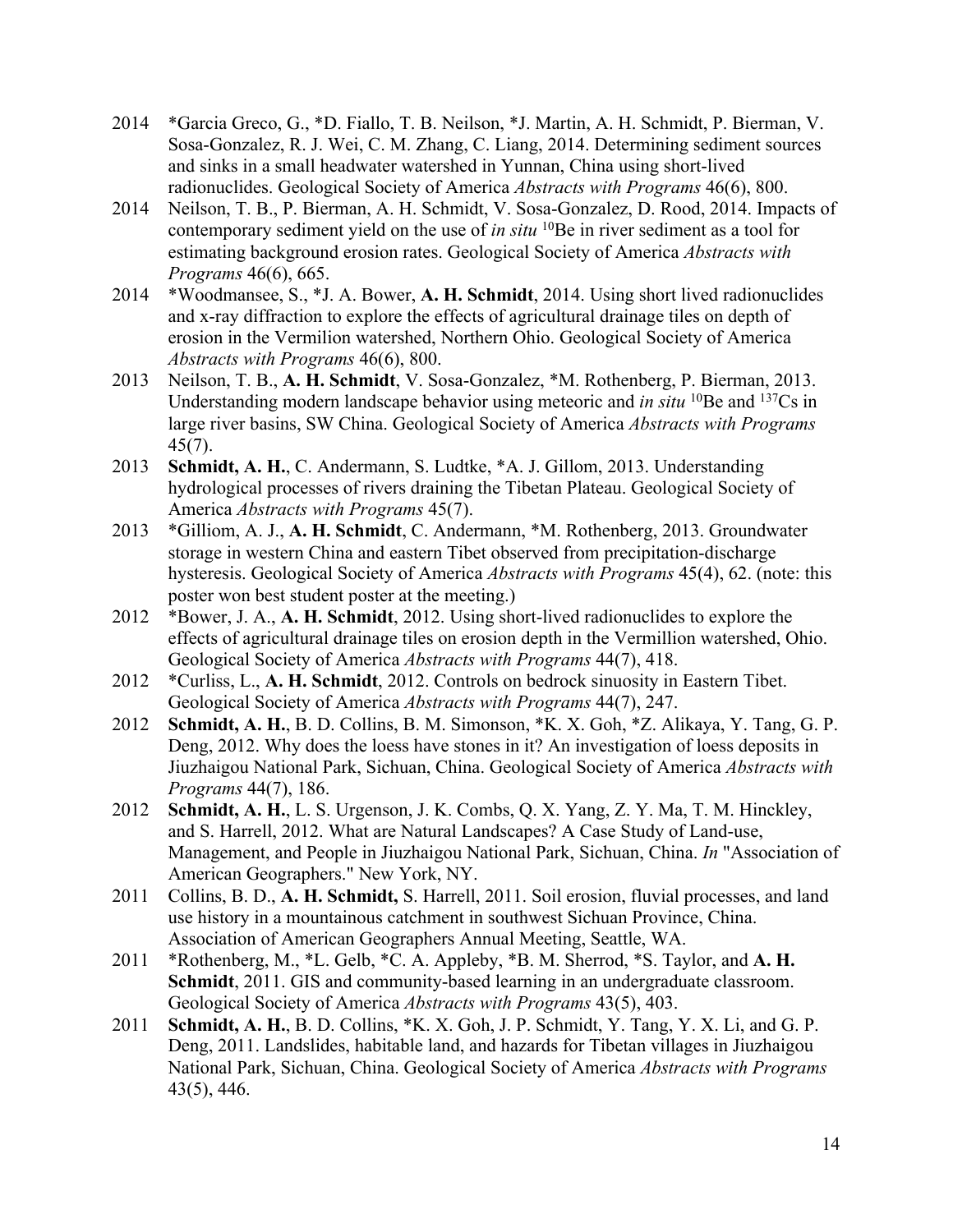2014 *Garcia Greco, G., *D. Fiallo, T. B. Neilson, *J. Martin, A. H. Schmidt, P. Bierman, V. Sosa-Gonzalez, R. J. Wei, C. M. Zhang, C. Liang, 2014. Determining sediment sources and sinks in a small headwater watershed in Yunnan, China using short-lived radionuclides. Geological Society of America *Abstracts with Programs* 46(6), 800.

2014 Neilson, T. B., P. Bierman, A. H. Schmidt, V. Sosa-Gonzalez, D. Rood, 2014. Impacts of contemporary sediment yield on the use of *in situ* $^{10}$Be in river sediment as a tool for estimating background erosion rates. Geological Society of America *Abstracts with Programs* 46(6), 665.

2014 *Woodmansee, S., *J. A. Bower, **A. H. Schmidt**, 2014. Using short lived radionuclides and x-ray diffraction to explore the effects of agricultural drainage tiles on depth of erosion in the Vermilion watershed, Northern Ohio. Geological Society of America *Abstracts with Programs* 46(6), 800.

2013 Neilson, T. B., **A. H. Schmidt**, V. Sosa-Gonzalez, *M. Rothenberg, P. Bierman, 2013. Understanding modern landscape behavior using meteoric and *in situ* $^{10}$Be and $^{137}$Cs in large river basins, SW China. Geological Society of America *Abstracts with Programs* 45(7).

2013 **Schmidt, A. H.**, C. Andermann, S. Ludtke, *A. J. Gillom, 2013. Understanding hydrological processes of rivers draining the Tibetan Plateau. Geological Society of America *Abstracts with Programs* 45(7).

2013 *Gilliom, A. J., **A. H. Schmidt**, C. Andermann, *M. Rothenberg, 2013. Groundwater storage in western China and eastern Tibet observed from precipitation-discharge hysteresis. Geological Society of America *Abstracts with Programs* 45(4), 62. (note: this poster won best student poster at the meeting.)

2012 *Bower, J. A., **A. H. Schmidt**, 2012. Using short-lived radionuclides to explore the effects of agricultural drainage tiles on erosion depth in the Vermillion watershed, Ohio. Geological Society of America *Abstracts with Programs* 44(7), 418.

2012 *Curliss, L., **A. H. Schmidt**, 2012. Controls on bedrock sinuosity in Eastern Tibet. Geological Society of America *Abstracts with Programs* 44(7), 247.

2012 **Schmidt, A. H.**, B. D. Collins, B. M. Simonson, *K. X. Goh, *Z. Alikaya, Y. Tang, G. P. Deng, 2012. Why does the loess have stones in it? An investigation of loess deposits in Jiuzhaigou National Park, Sichuan, China. Geological Society of America *Abstracts with Programs* 44(7), 186.

2012 **Schmidt, A. H.**, L. S. Urgenson, J. K. Combs, Q. X. Yang, Z. Y. Ma, T. M. Hinckley, and S. Harrell, 2012. What are Natural Landscapes? A Case Study of Land-use, Management, and People in Jiuzhaigou National Park, Sichuan, China. *In* "Association of American Geographers." New York, NY.

2011 Collins, B. D., **A. H. Schmidt,** S. Harrell, 2011. Soil erosion, fluvial processes, and land use history in a mountainous catchment in southwest Sichuan Province, China. Association of American Geographers Annual Meeting, Seattle, WA.

2011 *Rothenberg, M., *L. Gelb, *C. A. Appleby, *B. M. Sherrod, *S. Taylor, and **A. H. Schmidt**, 2011. GIS and community-based learning in an undergraduate classroom. Geological Society of America *Abstracts with Programs* 43(5), 403.

2011 **Schmidt, A. H.**, B. D. Collins, *K. X. Goh, J. P. Schmidt, Y. Tang, Y. X. Li, and G. P. Deng, 2011. Landslides, habitable land, and hazards for Tibetan villages in Jiuzhaigou National Park, Sichuan, China. Geological Society of America *Abstracts with Programs* 43(5), 446.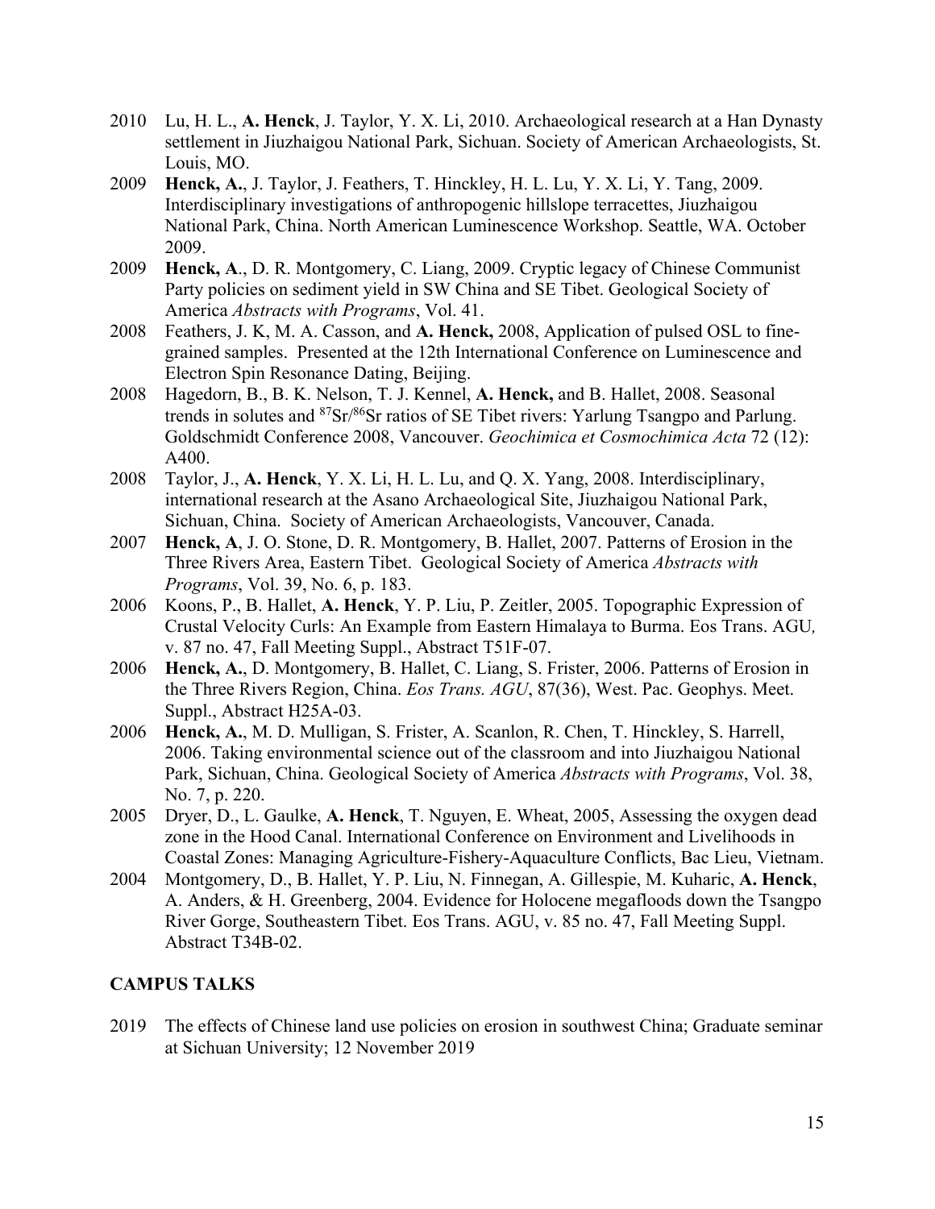2010 Lu, H. L., **A. Henck**, J. Taylor, Y. X. Li, 2010. Archaeological research at a Han Dynasty settlement in Jiuzhaigou National Park, Sichuan. Society of American Archaeologists, St. Louis, MO.

2009 **Henck, A.**, J. Taylor, J. Feathers, T. Hinckley, H. L. Lu, Y. X. Li, Y. Tang, 2009. Interdisciplinary investigations of anthropogenic hillslope terracettes, Jiuzhaigou National Park, China. North American Luminescence Workshop. Seattle, WA. October 2009.

2009 **Henck, A**., D. R. Montgomery, C. Liang, 2009. Cryptic legacy of Chinese Communist Party policies on sediment yield in SW China and SE Tibet. Geological Society of America *Abstracts with Programs*, Vol. 41.

2008 Feathers, J. K, M. A. Casson, and **A. Henck,** 2008, Application of pulsed OSL to fine-grained samples. Presented at the 12th International Conference on Luminescence and Electron Spin Resonance Dating, Beijing.

2008 Hagedorn, B., B. K. Nelson, T. J. Kennel, **A. Henck,** and B. Hallet, 2008. Seasonal trends in solutes and $^{87}Sr/^{86}Sr$ ratios of SE Tibet rivers: Yarlung Tsangpo and Parlung. Goldschmidt Conference 2008, Vancouver. *Geochimica et Cosmochimica Acta* 72 (12): A400.

2008 Taylor, J., **A. Henck**, Y. X. Li, H. L. Lu, and Q. X. Yang, 2008. Interdisciplinary, international research at the Asano Archaeological Site, Jiuzhaigou National Park, Sichuan, China. Society of American Archaeologists, Vancouver, Canada.

2007 **Henck, A**, J. O. Stone, D. R. Montgomery, B. Hallet, 2007. Patterns of Erosion in the Three Rivers Area, Eastern Tibet. Geological Society of America *Abstracts with Programs*, Vol. 39, No. 6, p. 183.

2006 Koons, P., B. Hallet, **A. Henck**, Y. P. Liu, P. Zeitler, 2005. Topographic Expression of Crustal Velocity Curls: An Example from Eastern Himalaya to Burma. Eos Trans. AGU*,* v. 87 no. 47, Fall Meeting Suppl., Abstract T51F-07.

2006 **Henck, A.**, D. Montgomery, B. Hallet, C. Liang, S. Frister, 2006. Patterns of Erosion in the Three Rivers Region, China. *Eos Trans. AGU*, 87(36), West. Pac. Geophys. Meet. Suppl., Abstract H25A-03.

2006 **Henck, A.**, M. D. Mulligan, S. Frister, A. Scanlon, R. Chen, T. Hinckley, S. Harrell, 2006. Taking environmental science out of the classroom and into Jiuzhaigou National Park, Sichuan, China. Geological Society of America *Abstracts with Programs*, Vol. 38, No. 7, p. 220.

2005 Dryer, D., L. Gaulke, **A. Henck**, T. Nguyen, E. Wheat, 2005, Assessing the oxygen dead zone in the Hood Canal. International Conference on Environment and Livelihoods in Coastal Zones: Managing Agriculture-Fishery-Aquaculture Conflicts, Bac Lieu, Vietnam.

2004 Montgomery, D., B. Hallet, Y. P. Liu, N. Finnegan, A. Gillespie, M. Kuharic, **A. Henck**, A. Anders, & H. Greenberg, 2004. Evidence for Holocene megafloods down the Tsangpo River Gorge, Southeastern Tibet. Eos Trans. AGU, v. 85 no. 47, Fall Meeting Suppl. Abstract T34B-02.

## CAMPUS TALKS

2019 The effects of Chinese land use policies on erosion in southwest China; Graduate seminar at Sichuan University; 12 November 2019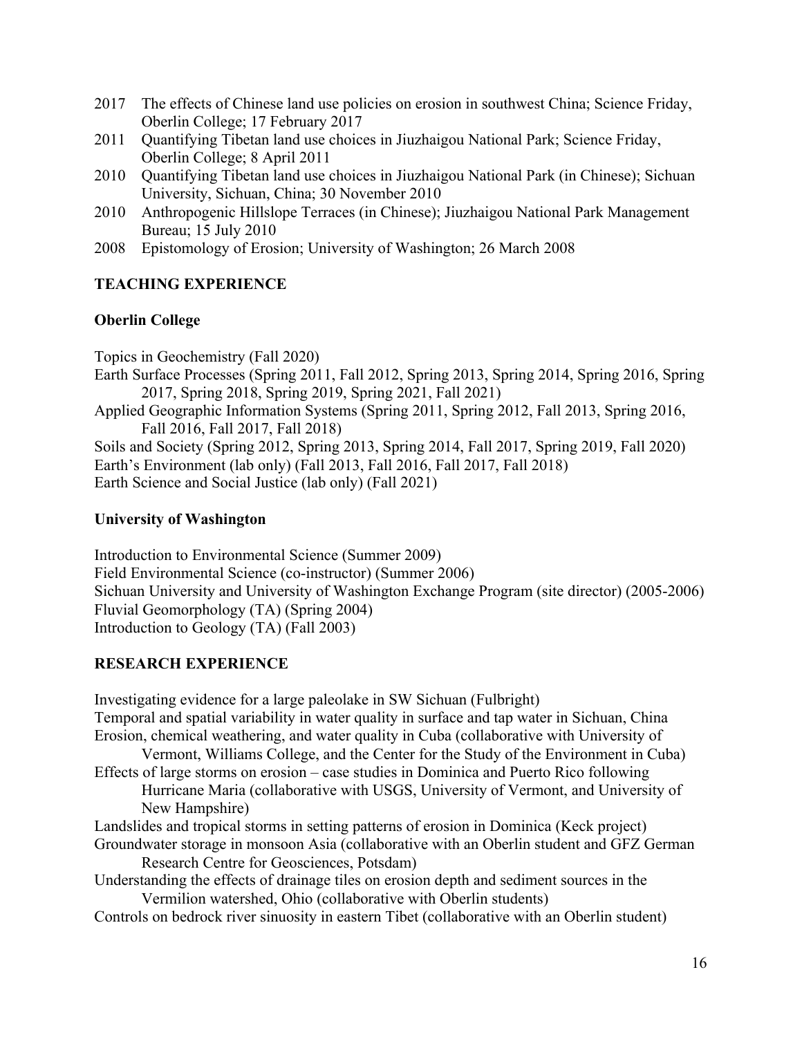- 2017 The effects of Chinese land use policies on erosion in southwest China; Science Friday, Oberlin College; 17 February 2017
- 2011 Quantifying Tibetan land use choices in Jiuzhaigou National Park; Science Friday, Oberlin College; 8 April 2011
- 2010 Quantifying Tibetan land use choices in Jiuzhaigou National Park (in Chinese); Sichuan University, Sichuan, China; 30 November 2010
- 2010 Anthropogenic Hillslope Terraces (in Chinese); Jiuzhaigou National Park Management Bureau; 15 July 2010
- 2008 Epistomology of Erosion; University of Washington; 26 March 2008

## TEACHING EXPERIENCE

### Oberlin College

Topics in Geochemistry (Fall 2020)

Earth Surface Processes (Spring 2011, Fall 2012, Spring 2013, Spring 2014, Spring 2016, Spring 2017, Spring 2018, Spring 2019, Spring 2021, Fall 2021)

Applied Geographic Information Systems (Spring 2011, Spring 2012, Fall 2013, Spring 2016, Fall 2016, Fall 2017, Fall 2018)

Soils and Society (Spring 2012, Spring 2013, Spring 2014, Fall 2017, Spring 2019, Fall 2020)

Earth's Environment (lab only) (Fall 2013, Fall 2016, Fall 2017, Fall 2018)

Earth Science and Social Justice (lab only) (Fall 2021)

### University of Washington

Introduction to Environmental Science (Summer 2009)

Field Environmental Science (co-instructor) (Summer 2006)

Sichuan University and University of Washington Exchange Program (site director) (2005-2006)

Fluvial Geomorphology (TA) (Spring 2004)

Introduction to Geology (TA) (Fall 2003)

## RESEARCH EXPERIENCE

Investigating evidence for a large paleolake in SW Sichuan (Fulbright)

Temporal and spatial variability in water quality in surface and tap water in Sichuan, China

Erosion, chemical weathering, and water quality in Cuba (collaborative with University of Vermont, Williams College, and the Center for the Study of the Environment in Cuba)

Effects of large storms on erosion – case studies in Dominica and Puerto Rico following Hurricane Maria (collaborative with USGS, University of Vermont, and University of New Hampshire)

Landslides and tropical storms in setting patterns of erosion in Dominica (Keck project)

Groundwater storage in monsoon Asia (collaborative with an Oberlin student and GFZ German Research Centre for Geosciences, Potsdam)

Understanding the effects of drainage tiles on erosion depth and sediment sources in the Vermilion watershed, Ohio (collaborative with Oberlin students)

Controls on bedrock river sinuosity in eastern Tibet (collaborative with an Oberlin student)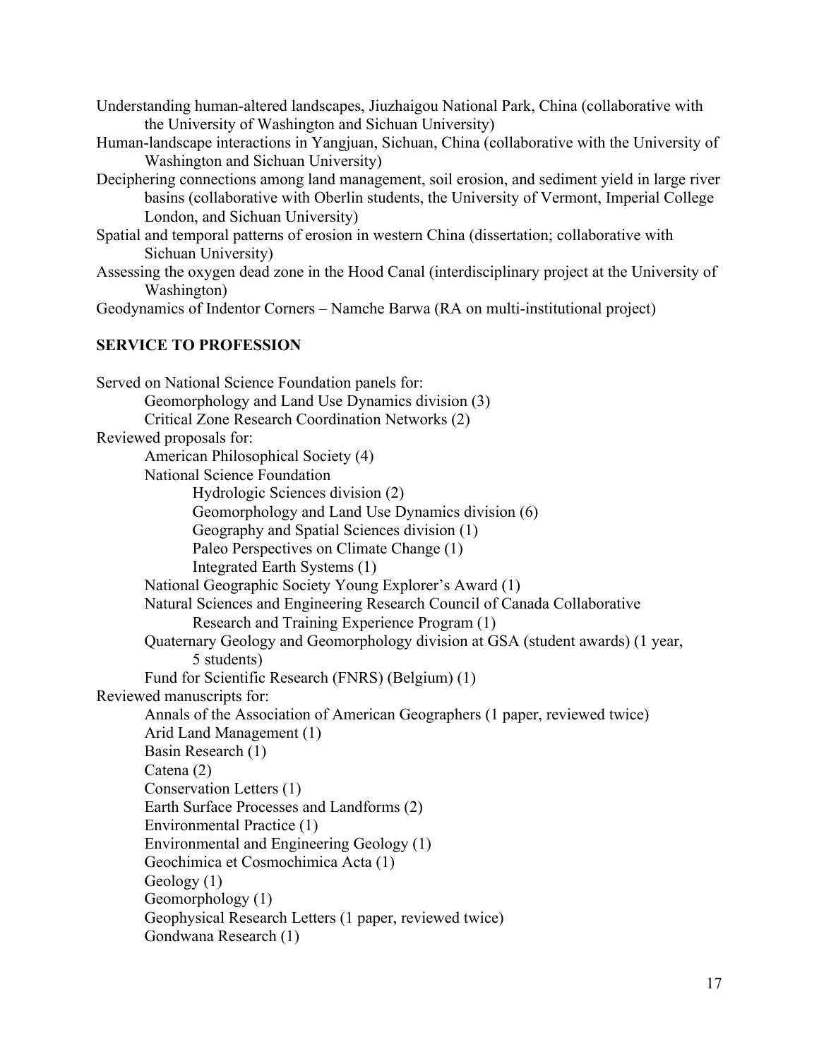Understanding human-altered landscapes, Jiuzhaigou National Park, China (collaborative with the University of Washington and Sichuan University)

Human-landscape interactions in Yangjuan, Sichuan, China (collaborative with the University of Washington and Sichuan University)

Deciphering connections among land management, soil erosion, and sediment yield in large river basins (collaborative with Oberlin students, the University of Vermont, Imperial College London, and Sichuan University)

Spatial and temporal patterns of erosion in western China (dissertation; collaborative with Sichuan University)

Assessing the oxygen dead zone in the Hood Canal (interdisciplinary project at the University of Washington)

Geodynamics of Indentor Corners – Namche Barwa (RA on multi-institutional project)

## SERVICE TO PROFESSION

Served on National Science Foundation panels for:
- Geomorphology and Land Use Dynamics division (3)
- Critical Zone Research Coordination Networks (2)

Reviewed proposals for:
- American Philosophical Society (4)
- National Science Foundation
  - Hydrologic Sciences division (2)
  - Geomorphology and Land Use Dynamics division (6)
  - Geography and Spatial Sciences division (1)
  - Paleo Perspectives on Climate Change (1)
  - Integrated Earth Systems (1)
- National Geographic Society Young Explorer's Award (1)
- Natural Sciences and Engineering Research Council of Canada Collaborative Research and Training Experience Program (1)
- Quaternary Geology and Geomorphology division at GSA (student awards) (1 year, 5 students)
- Fund for Scientific Research (FNRS) (Belgium) (1)

Reviewed manuscripts for:
- Annals of the Association of American Geographers (1 paper, reviewed twice)
- Arid Land Management (1)
- Basin Research (1)
- Catena (2)
- Conservation Letters (1)
- Earth Surface Processes and Landforms (2)
- Environmental Practice (1)
- Environmental and Engineering Geology (1)
- Geochimica et Cosmochimica Acta (1)
- Geology (1)
- Geomorphology (1)
- Geophysical Research Letters (1 paper, reviewed twice)
- Gondwana Research (1)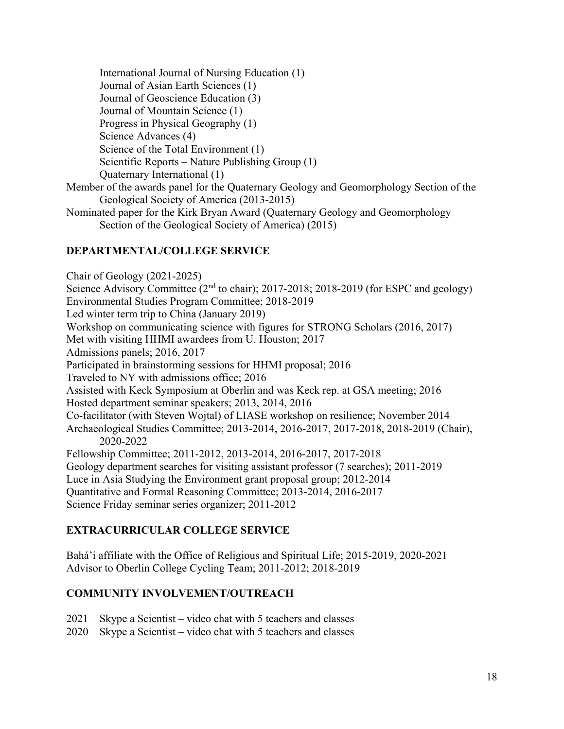International Journal of Nursing Education (1)
Journal of Asian Earth Sciences (1)
Journal of Geoscience Education (3)
Journal of Mountain Science (1)
Progress in Physical Geography (1)
Science Advances (4)
Science of the Total Environment (1)
Scientific Reports – Nature Publishing Group (1)
Quaternary International (1)

Member of the awards panel for the Quaternary Geology and Geomorphology Section of the Geological Society of America (2013-2015)

Nominated paper for the Kirk Bryan Award (Quaternary Geology and Geomorphology Section of the Geological Society of America) (2015)

## DEPARTMENTAL/COLLEGE SERVICE

Chair of Geology (2021-2025)
Science Advisory Committee (2nd to chair); 2017-2018; 2018-2019 (for ESPC and geology)
Environmental Studies Program Committee; 2018-2019
Led winter term trip to China (January 2019)
Workshop on communicating science with figures for STRONG Scholars (2016, 2017)
Met with visiting HHMI awardees from U. Houston; 2017
Admissions panels; 2016, 2017
Participated in brainstorming sessions for HHMI proposal; 2016
Traveled to NY with admissions office; 2016
Assisted with Keck Symposium at Oberlin and was Keck rep. at GSA meeting; 2016
Hosted department seminar speakers; 2013, 2014, 2016
Co-facilitator (with Steven Wojtal) of LIASE workshop on resilience; November 2014
Archaeological Studies Committee; 2013-2014, 2016-2017, 2017-2018, 2018-2019 (Chair), 2020-2022
Fellowship Committee; 2011-2012, 2013-2014, 2016-2017, 2017-2018
Geology department searches for visiting assistant professor (7 searches); 2011-2019
Luce in Asia Studying the Environment grant proposal group; 2012-2014
Quantitative and Formal Reasoning Committee; 2013-2014, 2016-2017
Science Friday seminar series organizer; 2011-2012

## EXTRACURRICULAR COLLEGE SERVICE

Bahá'í affiliate with the Office of Religious and Spiritual Life; 2015-2019, 2020-2021
Advisor to Oberlin College Cycling Team; 2011-2012; 2018-2019

## COMMUNITY INVOLVEMENT/OUTREACH

2021 Skype a Scientist – video chat with 5 teachers and classes
2020 Skype a Scientist – video chat with 5 teachers and classes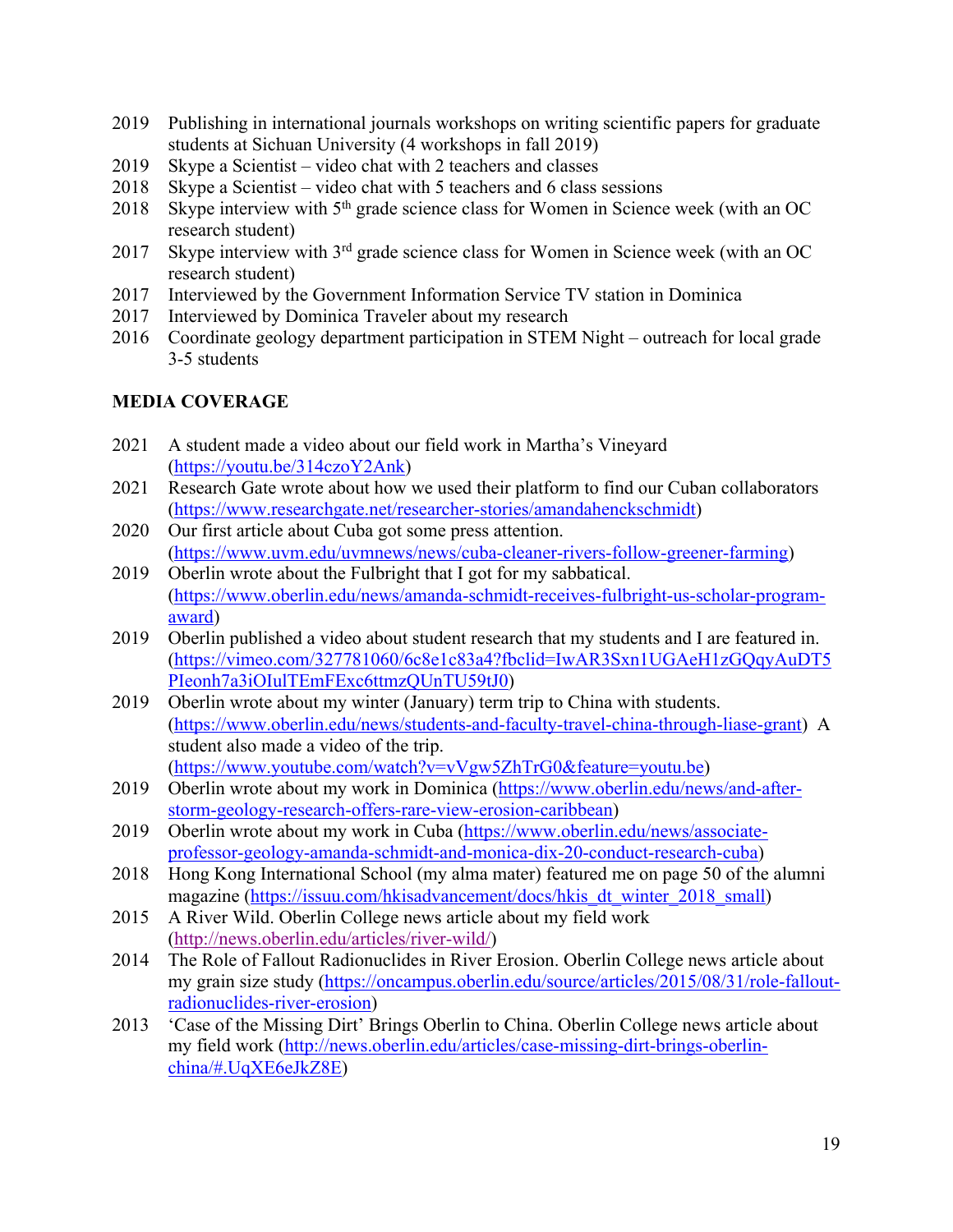2019 Publishing in international journals workshops on writing scientific papers for graduate students at Sichuan University (4 workshops in fall 2019)
2019 Skype a Scientist – video chat with 2 teachers and classes
2018 Skype a Scientist – video chat with 5 teachers and 6 class sessions
2018 Skype interview with 5th grade science class for Women in Science week (with an OC research student)
2017 Skype interview with 3rd grade science class for Women in Science week (with an OC research student)
2017 Interviewed by the Government Information Service TV station in Dominica
2017 Interviewed by Dominica Traveler about my research
2016 Coordinate geology department participation in STEM Night – outreach for local grade 3-5 students

**MEDIA COVERAGE**

2021 A student made a video about our field work in Martha's Vineyard (https://youtu.be/314czoY2Ank)
2021 Research Gate wrote about how we used their platform to find our Cuban collaborators (https://www.researchgate.net/researcher-stories/amandahenckschmidt)
2020 Our first article about Cuba got some press attention. (https://www.uvm.edu/uvmnews/news/cuba-cleaner-rivers-follow-greener-farming)
2019 Oberlin wrote about the Fulbright that I got for my sabbatical. (https://www.oberlin.edu/news/amanda-schmidt-receives-fulbright-us-scholar-program-award)
2019 Oberlin published a video about student research that my students and I are featured in. (https://vimeo.com/327781060/6c8e1c83a4?fbclid=IwAR3Sxn1UGAeH1zGQqyAuDT5PIeonh7a3iOIulTEmFExc6ttmzQUnTU59tJ0)
2019 Oberlin wrote about my winter (January) term trip to China with students. (https://www.oberlin.edu/news/students-and-faculty-travel-china-through-liase-grant) A student also made a video of the trip. (https://www.youtube.com/watch?v=vVgw5ZhTrG0&feature=youtu.be)
2019 Oberlin wrote about my work in Dominica (https://www.oberlin.edu/news/and-after-storm-geology-research-offers-rare-view-erosion-caribbean)
2019 Oberlin wrote about my work in Cuba (https://www.oberlin.edu/news/associate-professor-geology-amanda-schmidt-and-monica-dix-20-conduct-research-cuba)
2018 Hong Kong International School (my alma mater) featured me on page 50 of the alumni magazine (https://issuu.com/hkisadvancement/docs/hkis_dt_winter_2018_small)
2015 A River Wild. Oberlin College news article about my field work (http://news.oberlin.edu/articles/river-wild/)
2014 The Role of Fallout Radionuclides in River Erosion. Oberlin College news article about my grain size study (https://oncampus.oberlin.edu/source/articles/2015/08/31/role-fallout-radionuclides-river-erosion)
2013 'Case of the Missing Dirt' Brings Oberlin to China. Oberlin College news article about my field work (http://news.oberlin.edu/articles/case-missing-dirt-brings-oberlin-china/#.UqXE6eJkZ8E)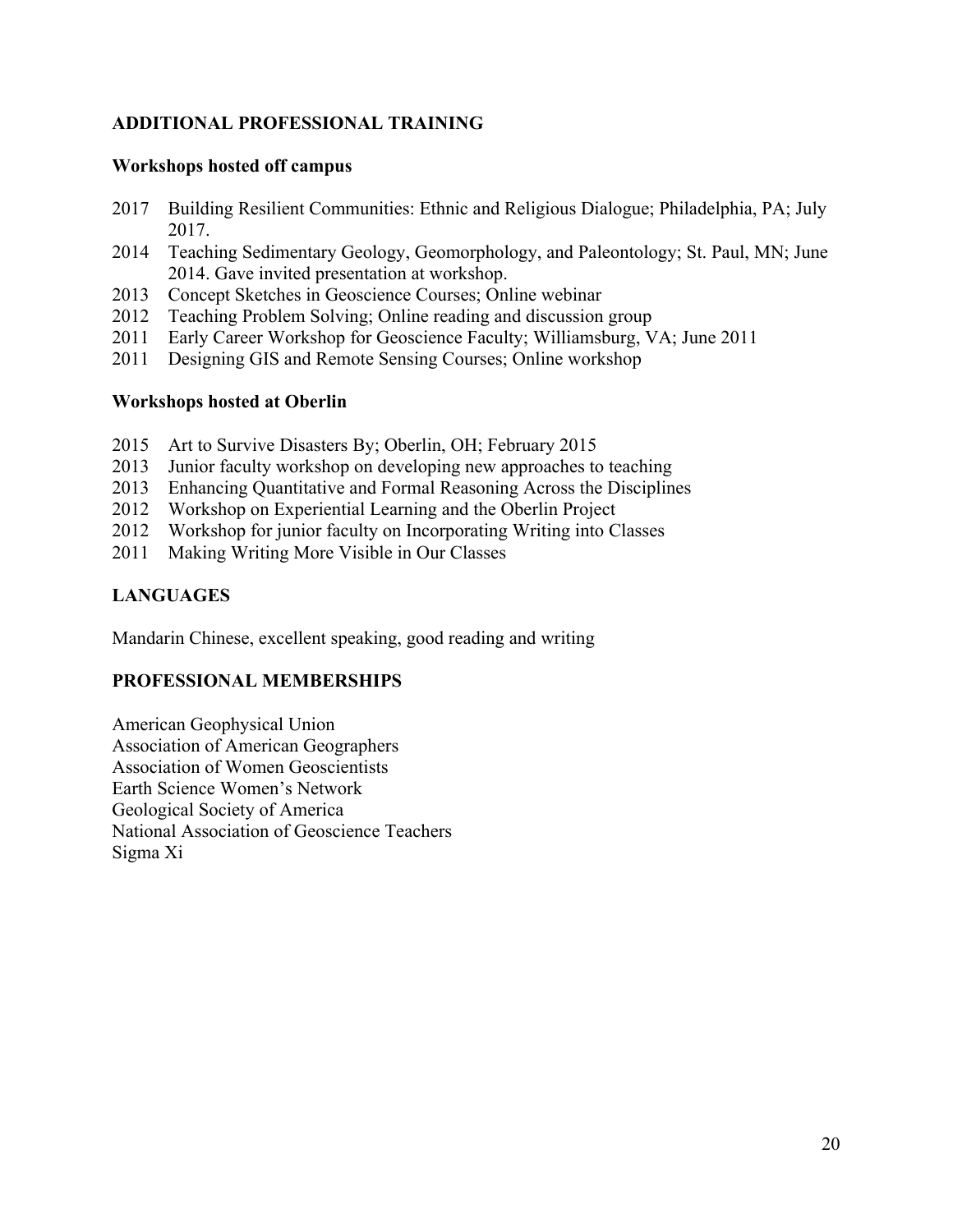## ADDITIONAL PROFESSIONAL TRAINING

### Workshops hosted off campus

- 2017 Building Resilient Communities: Ethnic and Religious Dialogue; Philadelphia, PA; July 2017.
- 2014 Teaching Sedimentary Geology, Geomorphology, and Paleontology; St. Paul, MN; June 2014. Gave invited presentation at workshop.
- 2013 Concept Sketches in Geoscience Courses; Online webinar
- 2012 Teaching Problem Solving; Online reading and discussion group
- 2011 Early Career Workshop for Geoscience Faculty; Williamsburg, VA; June 2011
- 2011 Designing GIS and Remote Sensing Courses; Online workshop

### Workshops hosted at Oberlin

- 2015 Art to Survive Disasters By; Oberlin, OH; February 2015
- 2013 Junior faculty workshop on developing new approaches to teaching
- 2013 Enhancing Quantitative and Formal Reasoning Across the Disciplines
- 2012 Workshop on Experiential Learning and the Oberlin Project
- 2012 Workshop for junior faculty on Incorporating Writing into Classes
- 2011 Making Writing More Visible in Our Classes

## LANGUAGES

Mandarin Chinese, excellent speaking, good reading and writing

## PROFESSIONAL MEMBERSHIPS

American Geophysical Union
Association of American Geographers
Association of Women Geoscientists
Earth Science Women's Network
Geological Society of America
National Association of Geoscience Teachers
Sigma Xi